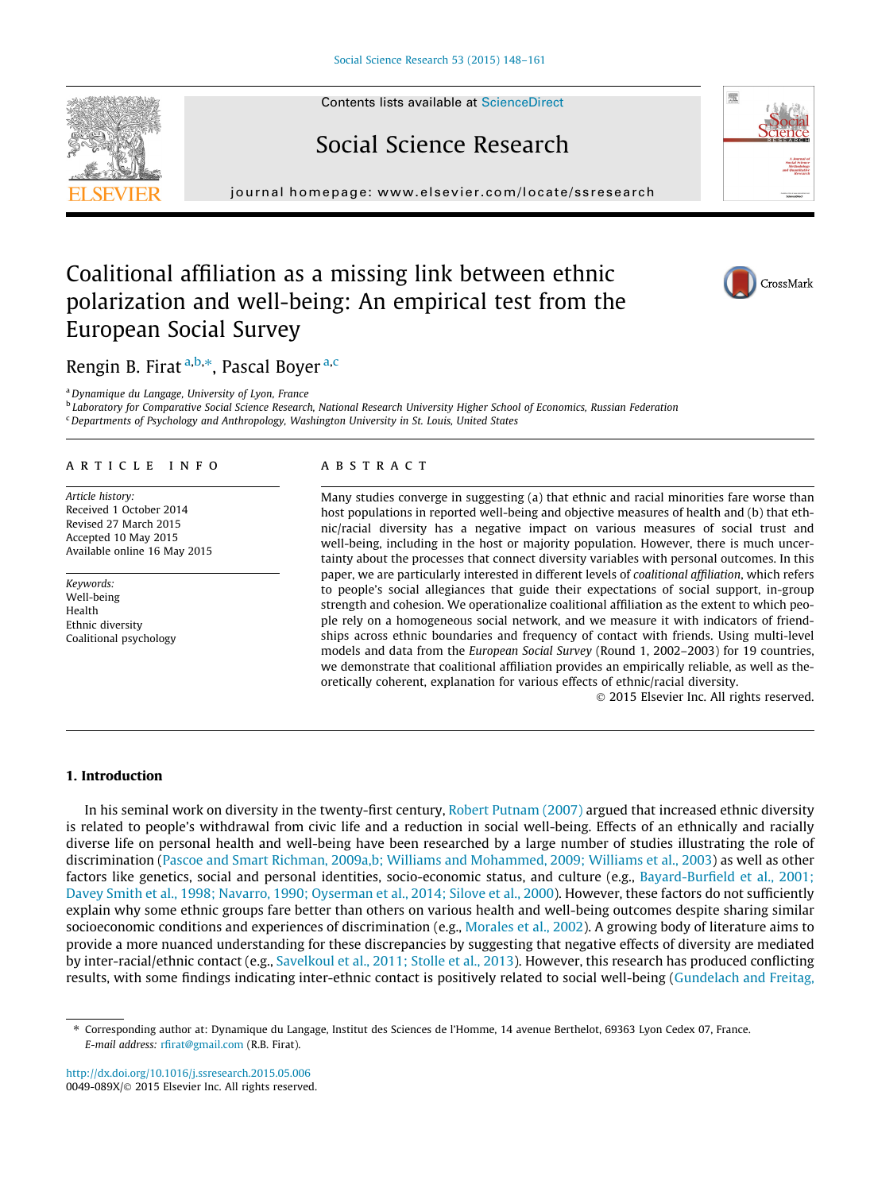# Coalitional affiliation as a missing link between ethnic polarization and well-being: An empirical test from the European Social Survey

Rengin B. Firat[a,b,*], Pascal Boyer[a,c]

[a] Dynamique du Langage, University of Lyon, France
[b] Laboratory for Comparative Social Science Research, National Research University Higher School of Economics, Russian Federation
[c] Departments of Psychology and Anthropology, Washington University in St. Louis, United States

## ARTICLE INFO

*Article history:*
Received 1 October 2014
Revised 27 March 2015
Accepted 10 May 2015
Available online 16 May 2015

*Keywords:*
Well-being
Health
Ethnic diversity
Coalitional psychology

## ABSTRACT

Many studies converge in suggesting (a) that ethnic and racial minorities fare worse than host populations in reported well-being and objective measures of health and (b) that ethnic/racial diversity has a negative impact on various measures of social trust and well-being, including in the host or majority population. However, there is much uncertainty about the processes that connect diversity variables with personal outcomes. In this paper, we are particularly interested in different levels of *coalitional affiliation*, which refers to people's social allegiances that guide their expectations of social support, in-group strength and cohesion. We operationalize coalitional affiliation as the extent to which people rely on a homogeneous social network, and we measure it with indicators of friendships across ethnic boundaries and frequency of contact with friends. Using multi-level models and data from the *European Social Survey* (Round 1, 2002–2003) for 19 countries, we demonstrate that coalitional affiliation provides an empirically reliable, as well as theoretically coherent, explanation for various effects of ethnic/racial diversity.

© 2015 Elsevier Inc. All rights reserved.

## 1. Introduction

In his seminal work on diversity in the twenty-first century, Robert Putnam (2007) argued that increased ethnic diversity is related to people's withdrawal from civic life and a reduction in social well-being. Effects of an ethnically and racially diverse life on personal health and well-being have been researched by a large number of studies illustrating the role of discrimination (Pascoe and Smart Richman, 2009a,b; Williams and Mohammed, 2009; Williams et al., 2003) as well as other factors like genetics, social and personal identities, socio-economic status, and culture (e.g., Bayard-Burfield et al., 2001; Davey Smith et al., 1998; Navarro, 1990; Oyserman et al., 2014; Silove et al., 2000). However, these factors do not sufficiently explain why some ethnic groups fare better than others on various health and well-being outcomes despite sharing similar socioeconomic conditions and experiences of discrimination (e.g., Morales et al., 2002). A growing body of literature aims to provide a more nuanced understanding for these discrepancies by suggesting that negative effects of diversity are mediated by inter-racial/ethnic contact (e.g., Savelkoul et al., 2011; Stolle et al., 2013). However, this research has produced conflicting results, with some findings indicating inter-ethnic contact is positively related to social well-being (Gundelach and Freitag,

* Corresponding author at: Dynamique du Langage, Institut des Sciences de l'Homme, 14 avenue Berthelot, 69363 Lyon Cedex 07, France.
E-mail address: rfirat@gmail.com (R.B. Firat).

http://dx.doi.org/10.1016/j.ssresearch.2015.05.006
0049-089X/© 2015 Elsevier Inc. All rights reserved.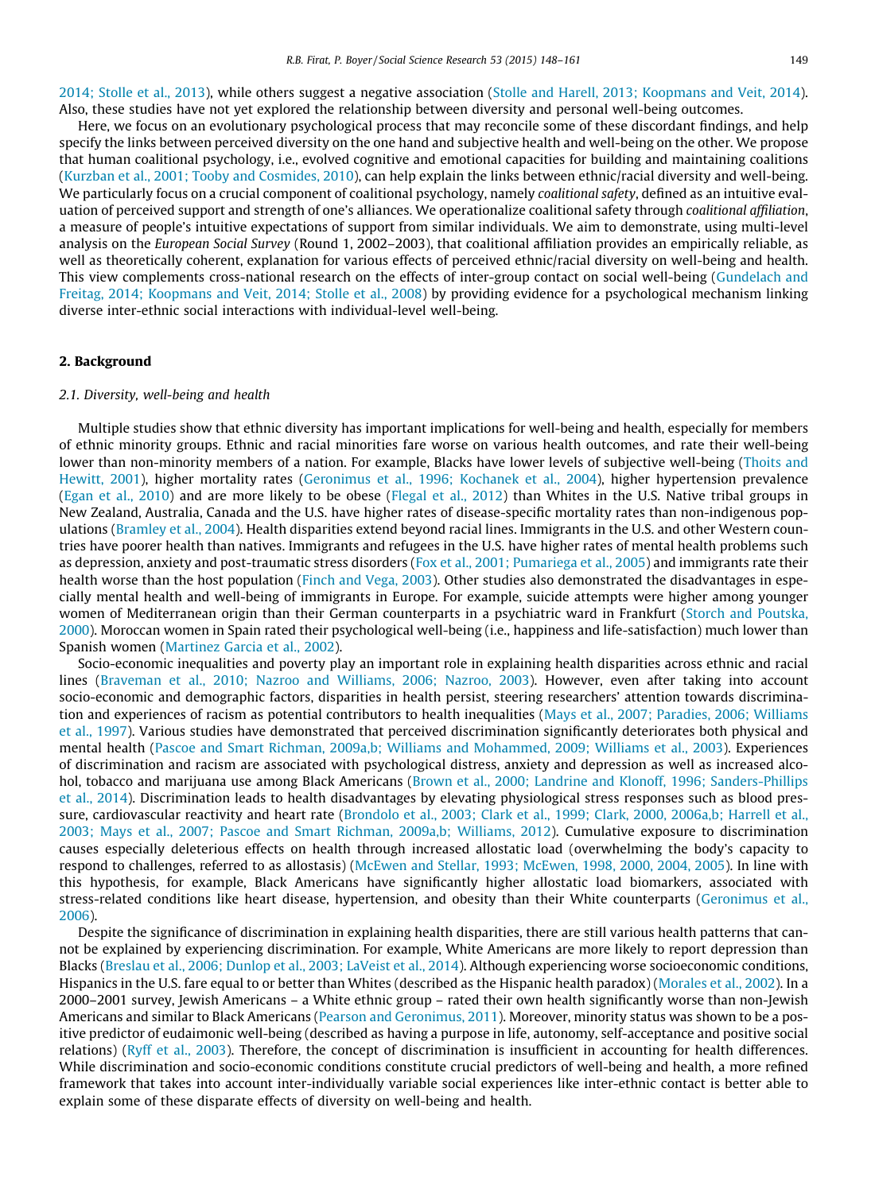2014; Stolle et al., 2013), while others suggest a negative association (Stolle and Harell, 2013; Koopmans and Veit, 2014). Also, these studies have not yet explored the relationship between diversity and personal well-being outcomes.

Here, we focus on an evolutionary psychological process that may reconcile some of these discordant findings, and help specify the links between perceived diversity on the one hand and subjective health and well-being on the other. We propose that human coalitional psychology, i.e., evolved cognitive and emotional capacities for building and maintaining coalitions (Kurzban et al., 2001; Tooby and Cosmides, 2010), can help explain the links between ethnic/racial diversity and well-being. We particularly focus on a crucial component of coalitional psychology, namely *coalitional safety*, defined as an intuitive evaluation of perceived support and strength of one's alliances. We operationalize coalitional safety through *coalitional affiliation*, a measure of people's intuitive expectations of support from similar individuals. We aim to demonstrate, using multi-level analysis on the *European Social Survey* (Round 1, 2002–2003), that coalitional affiliation provides an empirically reliable, as well as theoretically coherent, explanation for various effects of perceived ethnic/racial diversity on well-being and health. This view complements cross-national research on the effects of inter-group contact on social well-being (Gundelach and Freitag, 2014; Koopmans and Veit, 2014; Stolle et al., 2008) by providing evidence for a psychological mechanism linking diverse inter-ethnic social interactions with individual-level well-being.

## 2. Background

### 2.1. Diversity, well-being and health

Multiple studies show that ethnic diversity has important implications for well-being and health, especially for members of ethnic minority groups. Ethnic and racial minorities fare worse on various health outcomes, and rate their well-being lower than non-minority members of a nation. For example, Blacks have lower levels of subjective well-being (Thoits and Hewitt, 2001), higher mortality rates (Geronimus et al., 1996; Kochanek et al., 2004), higher hypertension prevalence (Egan et al., 2010) and are more likely to be obese (Flegal et al., 2012) than Whites in the U.S. Native tribal groups in New Zealand, Australia, Canada and the U.S. have higher rates of disease-specific mortality rates than non-indigenous populations (Bramley et al., 2004). Health disparities extend beyond racial lines. Immigrants in the U.S. and other Western countries have poorer health than natives. Immigrants and refugees in the U.S. have higher rates of mental health problems such as depression, anxiety and post-traumatic stress disorders (Fox et al., 2001; Pumariega et al., 2005) and immigrants rate their health worse than the host population (Finch and Vega, 2003). Other studies also demonstrated the disadvantages in especially mental health and well-being of immigrants in Europe. For example, suicide attempts were higher among younger women of Mediterranean origin than their German counterparts in a psychiatric ward in Frankfurt (Storch and Poutska, 2000). Moroccan women in Spain rated their psychological well-being (i.e., happiness and life-satisfaction) much lower than Spanish women (Martinez Garcia et al., 2002).

Socio-economic inequalities and poverty play an important role in explaining health disparities across ethnic and racial lines (Braveman et al., 2010; Nazroo and Williams, 2006; Nazroo, 2003). However, even after taking into account socio-economic and demographic factors, disparities in health persist, steering researchers' attention towards discrimination and experiences of racism as potential contributors to health inequalities (Mays et al., 2007; Paradies, 2006; Williams et al., 1997). Various studies have demonstrated that perceived discrimination significantly deteriorates both physical and mental health (Pascoe and Smart Richman, 2009a,b; Williams and Mohammed, 2009; Williams et al., 2003). Experiences of discrimination and racism are associated with psychological distress, anxiety and depression as well as increased alcohol, tobacco and marijuana use among Black Americans (Brown et al., 2000; Landrine and Klonoff, 1996; Sanders-Phillips et al., 2014). Discrimination leads to health disadvantages by elevating physiological stress responses such as blood pressure, cardiovascular reactivity and heart rate (Brondolo et al., 2003; Clark et al., 1999; Clark, 2000, 2006a,b; Harrell et al., 2003; Mays et al., 2007; Pascoe and Smart Richman, 2009a,b; Williams, 2012). Cumulative exposure to discrimination causes especially deleterious effects on health through increased allostatic load (overwhelming the body's capacity to respond to challenges, referred to as allostasis) (McEwen and Stellar, 1993; McEwen, 1998, 2000, 2004, 2005). In line with this hypothesis, for example, Black Americans have significantly higher allostatic load biomarkers, associated with stress-related conditions like heart disease, hypertension, and obesity than their White counterparts (Geronimus et al., 2006).

Despite the significance of discrimination in explaining health disparities, there are still various health patterns that cannot be explained by experiencing discrimination. For example, White Americans are more likely to report depression than Blacks (Breslau et al., 2006; Dunlop et al., 2003; LaVeist et al., 2014). Although experiencing worse socioeconomic conditions, Hispanics in the U.S. fare equal to or better than Whites (described as the Hispanic health paradox) (Morales et al., 2002). In a 2000–2001 survey, Jewish Americans – a White ethnic group – rated their own health significantly worse than non-Jewish Americans and similar to Black Americans (Pearson and Geronimus, 2011). Moreover, minority status was shown to be a positive predictor of eudaimonic well-being (described as having a purpose in life, autonomy, self-acceptance and positive social relations) (Ryff et al., 2003). Therefore, the concept of discrimination is insufficient in accounting for health differences. While discrimination and socio-economic conditions constitute crucial predictors of well-being and health, a more refined framework that takes into account inter-individually variable social experiences like inter-ethnic contact is better able to explain some of these disparate effects of diversity on well-being and health.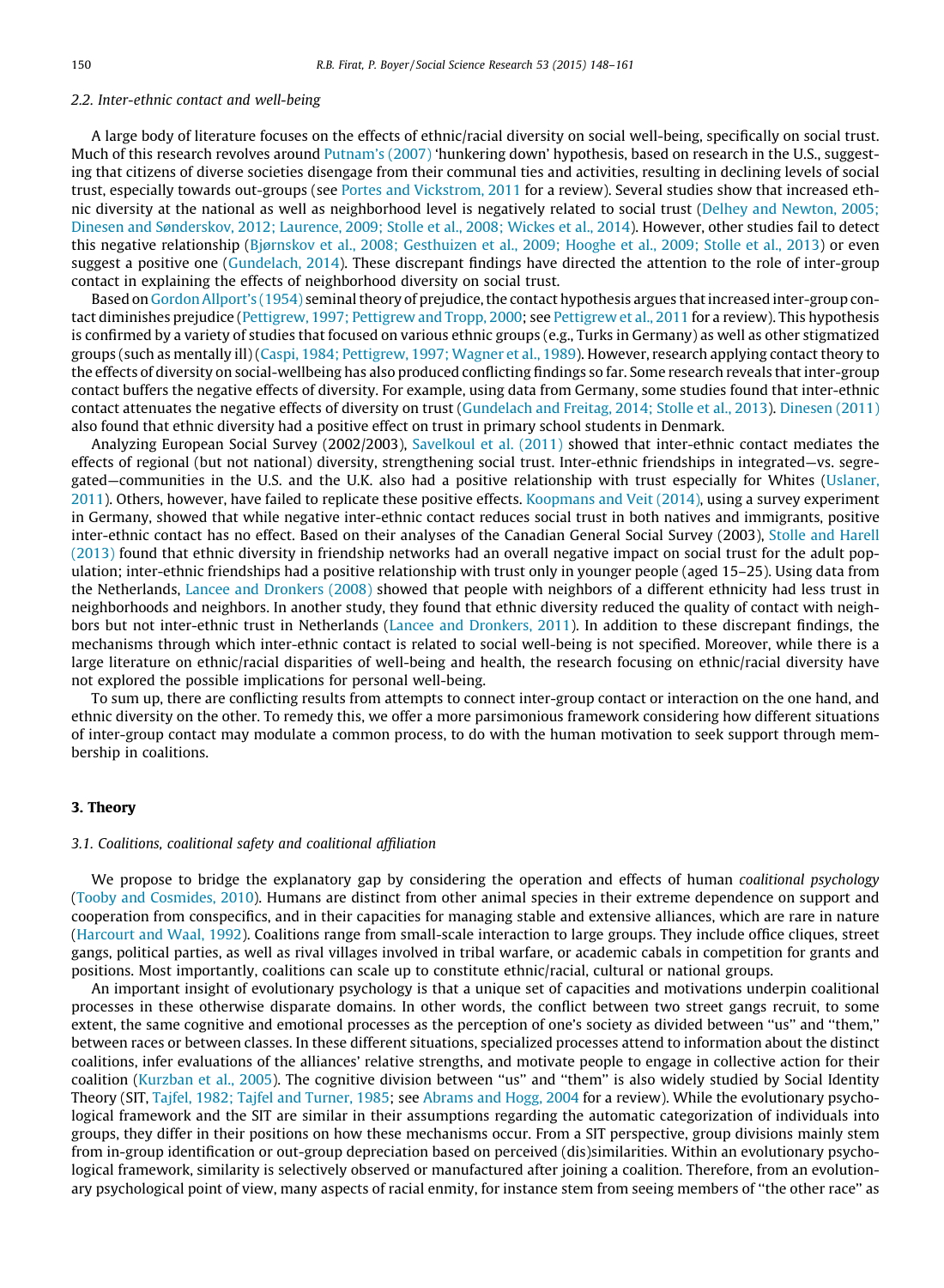### 2.2. Inter-ethnic contact and well-being

A large body of literature focuses on the effects of ethnic/racial diversity on social well-being, specifically on social trust. Much of this research revolves around Putnam's (2007) 'hunkering down' hypothesis, based on research in the U.S., suggesting that citizens of diverse societies disengage from their communal ties and activities, resulting in declining levels of social trust, especially towards out-groups (see Portes and Vickstrom, 2011 for a review). Several studies show that increased ethnic diversity at the national as well as neighborhood level is negatively related to social trust (Delhey and Newton, 2005; Dinesen and Sønderskov, 2012; Laurence, 2009; Stolle et al., 2008; Wickes et al., 2014). However, other studies fail to detect this negative relationship (Bjørnskov et al., 2008; Gesthuizen et al., 2009; Hooghe et al., 2009; Stolle et al., 2013) or even suggest a positive one (Gundelach, 2014). These discrepant findings have directed the attention to the role of inter-group contact in explaining the effects of neighborhood diversity on social trust.

Based on Gordon Allport's (1954) seminal theory of prejudice, the contact hypothesis argues that increased inter-group contact diminishes prejudice (Pettigrew, 1997; Pettigrew and Tropp, 2000; see Pettigrew et al., 2011 for a review). This hypothesis is confirmed by a variety of studies that focused on various ethnic groups (e.g., Turks in Germany) as well as other stigmatized groups (such as mentally ill) (Caspi, 1984; Pettigrew, 1997; Wagner et al., 1989). However, research applying contact theory to the effects of diversity on social-wellbeing has also produced conflicting findings so far. Some research reveals that inter-group contact buffers the negative effects of diversity. For example, using data from Germany, some studies found that inter-ethnic contact attenuates the negative effects of diversity on trust (Gundelach and Freitag, 2014; Stolle et al., 2013). Dinesen (2011) also found that ethnic diversity had a positive effect on trust in primary school students in Denmark.

Analyzing European Social Survey (2002/2003), Savelkoul et al. (2011) showed that inter-ethnic contact mediates the effects of regional (but not national) diversity, strengthening social trust. Inter-ethnic friendships in integrated—vs. segregated—communities in the U.S. and the U.K. also had a positive relationship with trust especially for Whites (Uslaner, 2011). Others, however, have failed to replicate these positive effects. Koopmans and Veit (2014), using a survey experiment in Germany, showed that while negative inter-ethnic contact reduces social trust in both natives and immigrants, positive inter-ethnic contact has no effect. Based on their analyses of the Canadian General Social Survey (2003), Stolle and Harell (2013) found that ethnic diversity in friendship networks had an overall negative impact on social trust for the adult population; inter-ethnic friendships had a positive relationship with trust only in younger people (aged 15–25). Using data from the Netherlands, Lancee and Dronkers (2008) showed that people with neighbors of a different ethnicity had less trust in neighborhoods and neighbors. In another study, they found that ethnic diversity reduced the quality of contact with neighbors but not inter-ethnic trust in Netherlands (Lancee and Dronkers, 2011). In addition to these discrepant findings, the mechanisms through which inter-ethnic contact is related to social well-being is not specified. Moreover, while there is a large literature on ethnic/racial disparities of well-being and health, the research focusing on ethnic/racial diversity have not explored the possible implications for personal well-being.

To sum up, there are conflicting results from attempts to connect inter-group contact or interaction on the one hand, and ethnic diversity on the other. To remedy this, we offer a more parsimonious framework considering how different situations of inter-group contact may modulate a common process, to do with the human motivation to seek support through membership in coalitions.

## 3. Theory

### 3.1. Coalitions, coalitional safety and coalitional affiliation

We propose to bridge the explanatory gap by considering the operation and effects of human *coalitional psychology* (Tooby and Cosmides, 2010). Humans are distinct from other animal species in their extreme dependence on support and cooperation from conspecifics, and in their capacities for managing stable and extensive alliances, which are rare in nature (Harcourt and Waal, 1992). Coalitions range from small-scale interaction to large groups. They include office cliques, street gangs, political parties, as well as rival villages involved in tribal warfare, or academic cabals in competition for grants and positions. Most importantly, coalitions can scale up to constitute ethnic/racial, cultural or national groups.

An important insight of evolutionary psychology is that a unique set of capacities and motivations underpin coalitional processes in these otherwise disparate domains. In other words, the conflict between two street gangs recruit, to some extent, the same cognitive and emotional processes as the perception of one's society as divided between "us" and "them," between races or between classes. In these different situations, specialized processes attend to information about the distinct coalitions, infer evaluations of the alliances' relative strengths, and motivate people to engage in collective action for their coalition (Kurzban et al., 2005). The cognitive division between "us" and "them" is also widely studied by Social Identity Theory (SIT, Tajfel, 1982; Tajfel and Turner, 1985; see Abrams and Hogg, 2004 for a review). While the evolutionary psychological framework and the SIT are similar in their assumptions regarding the automatic categorization of individuals into groups, they differ in their positions on how these mechanisms occur. From a SIT perspective, group divisions mainly stem from in-group identification or out-group depreciation based on perceived (dis)similarities. Within an evolutionary psychological framework, similarity is selectively observed or manufactured after joining a coalition. Therefore, from an evolutionary psychological point of view, many aspects of racial enmity, for instance stem from seeing members of "the other race" as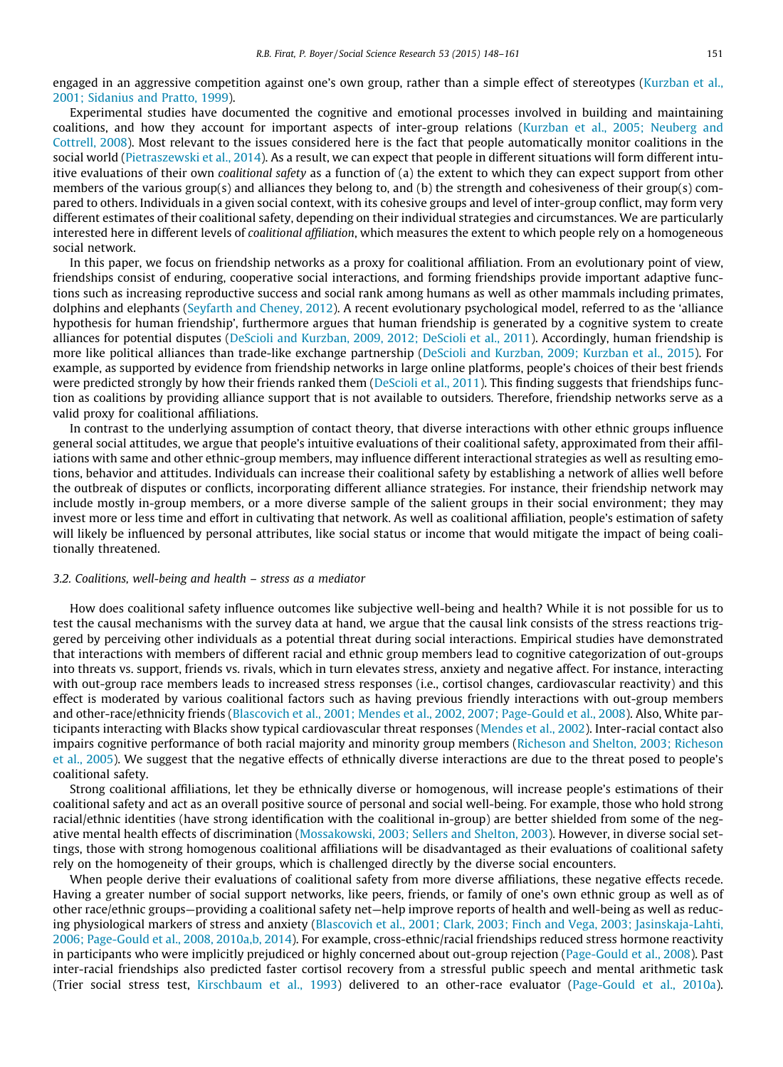engaged in an aggressive competition against one's own group, rather than a simple effect of stereotypes (Kurzban et al., 2001; Sidanius and Pratto, 1999).

Experimental studies have documented the cognitive and emotional processes involved in building and maintaining coalitions, and how they account for important aspects of inter-group relations (Kurzban et al., 2005; Neuberg and Cottrell, 2008). Most relevant to the issues considered here is the fact that people automatically monitor coalitions in the social world (Pietraszewski et al., 2014). As a result, we can expect that people in different situations will form different intuitive evaluations of their own *coalitional safety* as a function of (a) the extent to which they can expect support from other members of the various group(s) and alliances they belong to, and (b) the strength and cohesiveness of their group(s) compared to others. Individuals in a given social context, with its cohesive groups and level of inter-group conflict, may form very different estimates of their coalitional safety, depending on their individual strategies and circumstances. We are particularly interested here in different levels of *coalitional affiliation*, which measures the extent to which people rely on a homogeneous social network.

In this paper, we focus on friendship networks as a proxy for coalitional affiliation. From an evolutionary point of view, friendships consist of enduring, cooperative social interactions, and forming friendships provide important adaptive functions such as increasing reproductive success and social rank among humans as well as other mammals including primates, dolphins and elephants (Seyfarth and Cheney, 2012). A recent evolutionary psychological model, referred to as the 'alliance hypothesis for human friendship', furthermore argues that human friendship is generated by a cognitive system to create alliances for potential disputes (DeScioli and Kurzban, 2009, 2012; DeScioli et al., 2011). Accordingly, human friendship is more like political alliances than trade-like exchange partnership (DeScioli and Kurzban, 2009; Kurzban et al., 2015). For example, as supported by evidence from friendship networks in large online platforms, people's choices of their best friends were predicted strongly by how their friends ranked them (DeScioli et al., 2011). This finding suggests that friendships function as coalitions by providing alliance support that is not available to outsiders. Therefore, friendship networks serve as a valid proxy for coalitional affiliations.

In contrast to the underlying assumption of contact theory, that diverse interactions with other ethnic groups influence general social attitudes, we argue that people's intuitive evaluations of their coalitional safety, approximated from their affiliations with same and other ethnic-group members, may influence different interactional strategies as well as resulting emotions, behavior and attitudes. Individuals can increase their coalitional safety by establishing a network of allies well before the outbreak of disputes or conflicts, incorporating different alliance strategies. For instance, their friendship network may include mostly in-group members, or a more diverse sample of the salient groups in their social environment; they may invest more or less time and effort in cultivating that network. As well as coalitional affiliation, people's estimation of safety will likely be influenced by personal attributes, like social status or income that would mitigate the impact of being coalitionally threatened.

### 3.2. Coalitions, well-being and health – stress as a mediator

How does coalitional safety influence outcomes like subjective well-being and health? While it is not possible for us to test the causal mechanisms with the survey data at hand, we argue that the causal link consists of the stress reactions triggered by perceiving other individuals as a potential threat during social interactions. Empirical studies have demonstrated that interactions with members of different racial and ethnic group members lead to cognitive categorization of out-groups into threats vs. support, friends vs. rivals, which in turn elevates stress, anxiety and negative affect. For instance, interacting with out-group race members leads to increased stress responses (i.e., cortisol changes, cardiovascular reactivity) and this effect is moderated by various coalitional factors such as having previous friendly interactions with out-group members and other-race/ethnicity friends (Blascovich et al., 2001; Mendes et al., 2002, 2007; Page-Gould et al., 2008). Also, White participants interacting with Blacks show typical cardiovascular threat responses (Mendes et al., 2002). Inter-racial contact also impairs cognitive performance of both racial majority and minority group members (Richeson and Shelton, 2003; Richeson et al., 2005). We suggest that the negative effects of ethnically diverse interactions are due to the threat posed to people's coalitional safety.

Strong coalitional affiliations, let they be ethnically diverse or homogenous, will increase people's estimations of their coalitional safety and act as an overall positive source of personal and social well-being. For example, those who hold strong racial/ethnic identities (have strong identification with the coalitional in-group) are better shielded from some of the negative mental health effects of discrimination (Mossakowski, 2003; Sellers and Shelton, 2003). However, in diverse social settings, those with strong homogenous coalitional affiliations will be disadvantaged as their evaluations of coalitional safety rely on the homogeneity of their groups, which is challenged directly by the diverse social encounters.

When people derive their evaluations of coalitional safety from more diverse affiliations, these negative effects recede. Having a greater number of social support networks, like peers, friends, or family of one's own ethnic group as well as of other race/ethnic groups—providing a coalitional safety net—help improve reports of health and well-being as well as reducing physiological markers of stress and anxiety (Blascovich et al., 2001; Clark, 2003; Finch and Vega, 2003; Jasinskaja-Lahti, 2006; Page-Gould et al., 2008, 2010a,b, 2014). For example, cross-ethnic/racial friendships reduced stress hormone reactivity in participants who were implicitly prejudiced or highly concerned about out-group rejection (Page-Gould et al., 2008). Past inter-racial friendships also predicted faster cortisol recovery from a stressful public speech and mental arithmetic task (Trier social stress test, Kirschbaum et al., 1993) delivered to an other-race evaluator (Page-Gould et al., 2010a).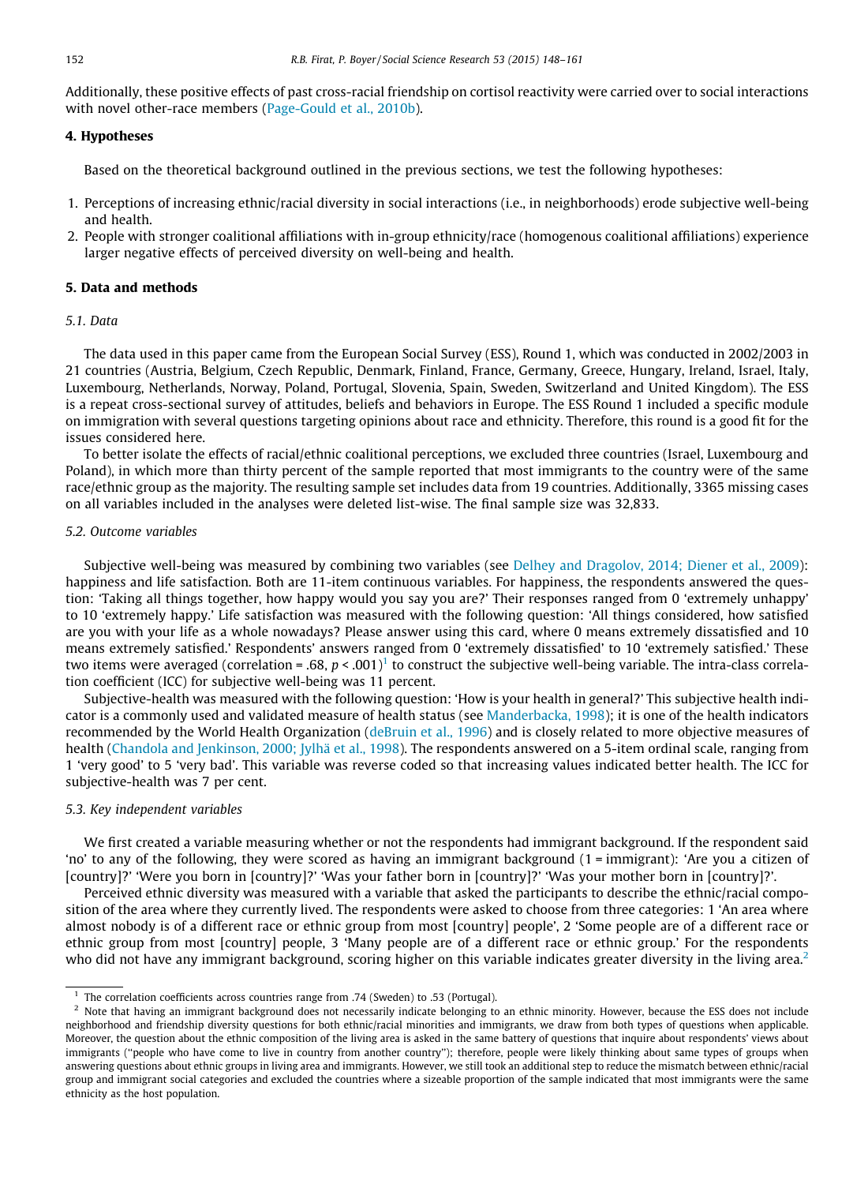Additionally, these positive effects of past cross-racial friendship on cortisol reactivity were carried over to social interactions with novel other-race members (Page-Gould et al., 2010b).

## 4. Hypotheses

Based on the theoretical background outlined in the previous sections, we test the following hypotheses:

1. Perceptions of increasing ethnic/racial diversity in social interactions (i.e., in neighborhoods) erode subjective well-being and health.
2. People with stronger coalitional affiliations with in-group ethnicity/race (homogenous coalitional affiliations) experience larger negative effects of perceived diversity on well-being and health.

## 5. Data and methods

### 5.1. Data

The data used in this paper came from the European Social Survey (ESS), Round 1, which was conducted in 2002/2003 in 21 countries (Austria, Belgium, Czech Republic, Denmark, Finland, France, Germany, Greece, Hungary, Ireland, Israel, Italy, Luxembourg, Netherlands, Norway, Poland, Portugal, Slovenia, Spain, Sweden, Switzerland and United Kingdom). The ESS is a repeat cross-sectional survey of attitudes, beliefs and behaviors in Europe. The ESS Round 1 included a specific module on immigration with several questions targeting opinions about race and ethnicity. Therefore, this round is a good fit for the issues considered here.

To better isolate the effects of racial/ethnic coalitional perceptions, we excluded three countries (Israel, Luxembourg and Poland), in which more than thirty percent of the sample reported that most immigrants to the country were of the same race/ethnic group as the majority. The resulting sample set includes data from 19 countries. Additionally, 3365 missing cases on all variables included in the analyses were deleted list-wise. The final sample size was 32,833.

### 5.2. Outcome variables

Subjective well-being was measured by combining two variables (see Delhey and Dragolov, 2014; Diener et al., 2009): happiness and life satisfaction. Both are 11-item continuous variables. For happiness, the respondents answered the question: 'Taking all things together, how happy would you say you are?' Their responses ranged from 0 'extremely unhappy' to 10 'extremely happy.' Life satisfaction was measured with the following question: 'All things considered, how satisfied are you with your life as a whole nowadays? Please answer using this card, where 0 means extremely dissatisfied and 10 means extremely satisfied.' Respondents' answers ranged from 0 'extremely dissatisfied' to 10 'extremely satisfied.' These two items were averaged (correlation = .68, $p < .001$)[1] to construct the subjective well-being variable. The intra-class correlation coefficient (ICC) for subjective well-being was 11 percent.

Subjective-health was measured with the following question: 'How is your health in general?' This subjective health indicator is a commonly used and validated measure of health status (see Manderbacka, 1998); it is one of the health indicators recommended by the World Health Organization (deBruin et al., 1996) and is closely related to more objective measures of health (Chandola and Jenkinson, 2000; Jylhä et al., 1998). The respondents answered on a 5-item ordinal scale, ranging from 1 'very good' to 5 'very bad'. This variable was reverse coded so that increasing values indicated better health. The ICC for subjective-health was 7 per cent.

### 5.3. Key independent variables

We first created a variable measuring whether or not the respondents had immigrant background. If the respondent said 'no' to any of the following, they were scored as having an immigrant background (1 = immigrant): 'Are you a citizen of [country]?' 'Were you born in [country]?' 'Was your father born in [country]?' 'Was your mother born in [country]?'.

Perceived ethnic diversity was measured with a variable that asked the participants to describe the ethnic/racial composition of the area where they currently lived. The respondents were asked to choose from three categories: 1 'An area where almost nobody is of a different race or ethnic group from most [country] people', 2 'Some people are of a different race or ethnic group from most [country] people, 3 'Many people are of a different race or ethnic group.' For the respondents who did not have any immigrant background, scoring higher on this variable indicates greater diversity in the living area.[2]

[1] The correlation coefficients across countries range from .74 (Sweden) to .53 (Portugal).

[2] Note that having an immigrant background does not necessarily indicate belonging to an ethnic minority. However, because the ESS does not include neighborhood and friendship diversity questions for both ethnic/racial minorities and immigrants, we draw from both types of questions when applicable. Moreover, the question about the ethnic composition of the living area is asked in the same battery of questions that inquire about respondents' views about immigrants ("people who have come to live in country from another country"); therefore, people were likely thinking about same types of groups when answering questions about ethnic groups in living area and immigrants. However, we still took an additional step to reduce the mismatch between ethnic/racial group and immigrant social categories and excluded the countries where a sizeable proportion of the sample indicated that most immigrants were the same ethnicity as the host population.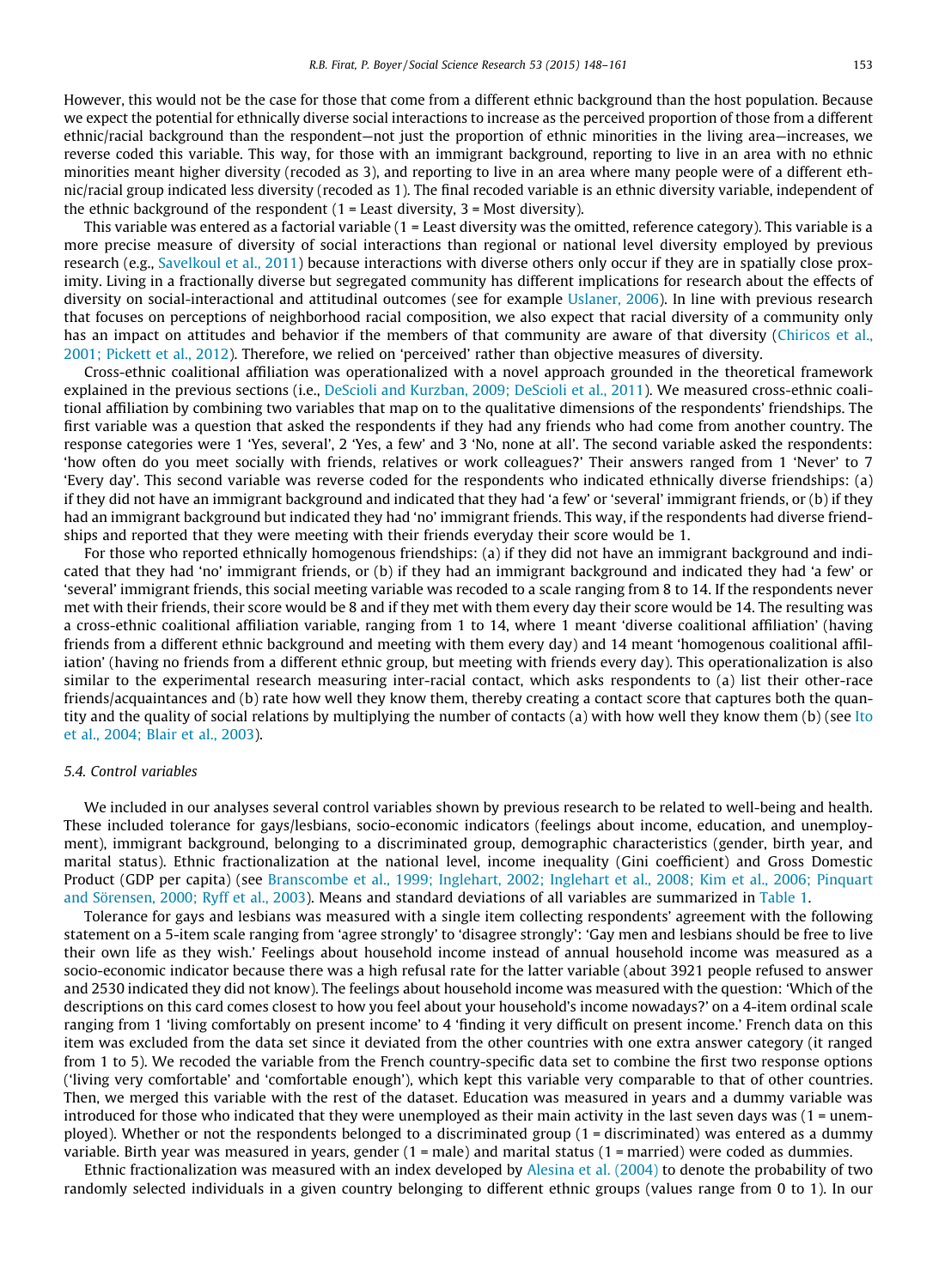However, this would not be the case for those that come from a different ethnic background than the host population. Because we expect the potential for ethnically diverse social interactions to increase as the perceived proportion of those from a different ethnic/racial background than the respondent—not just the proportion of ethnic minorities in the living area—increases, we reverse coded this variable. This way, for those with an immigrant background, reporting to live in an area with no ethnic minorities meant higher diversity (recoded as 3), and reporting to live in an area where many people were of a different ethnic/racial group indicated less diversity (recoded as 1). The final recoded variable is an ethnic diversity variable, independent of the ethnic background of the respondent (1 = Least diversity, 3 = Most diversity).

This variable was entered as a factorial variable (1 = Least diversity was the omitted, reference category). This variable is a more precise measure of diversity of social interactions than regional or national level diversity employed by previous research (e.g., Savelkoul et al., 2011) because interactions with diverse others only occur if they are in spatially close proximity. Living in a fractionally diverse but segregated community has different implications for research about the effects of diversity on social-interactional and attitudinal outcomes (see for example Uslaner, 2006). In line with previous research that focuses on perceptions of neighborhood racial composition, we also expect that racial diversity of a community only has an impact on attitudes and behavior if the members of that community are aware of that diversity (Chiricos et al., 2001; Pickett et al., 2012). Therefore, we relied on 'perceived' rather than objective measures of diversity.

Cross-ethnic coalitional affiliation was operationalized with a novel approach grounded in the theoretical framework explained in the previous sections (i.e., DeScioli and Kurzban, 2009; DeScioli et al., 2011). We measured cross-ethnic coalitional affiliation by combining two variables that map on to the qualitative dimensions of the respondents' friendships. The first variable was a question that asked the respondents if they had any friends who had come from another country. The response categories were 1 'Yes, several', 2 'Yes, a few' and 3 'No, none at all'. The second variable asked the respondents: 'how often do you meet socially with friends, relatives or work colleagues?' Their answers ranged from 1 'Never' to 7 'Every day'. This second variable was reverse coded for the respondents who indicated ethnically diverse friendships: (a) if they did not have an immigrant background and indicated that they had 'a few' or 'several' immigrant friends, or (b) if they had an immigrant background but indicated they had 'no' immigrant friends. This way, if the respondents had diverse friendships and reported that they were meeting with their friends everyday their score would be 1.

For those who reported ethnically homogenous friendships: (a) if they did not have an immigrant background and indicated that they had 'no' immigrant friends, or (b) if they had an immigrant background and indicated they had 'a few' or 'several' immigrant friends, this social meeting variable was recoded to a scale ranging from 8 to 14. If the respondents never met with their friends, their score would be 8 and if they met with them every day their score would be 14. The resulting was a cross-ethnic coalitional affiliation variable, ranging from 1 to 14, where 1 meant 'diverse coalitional affiliation' (having friends from a different ethnic background and meeting with them every day) and 14 meant 'homogenous coalitional affiliation' (having no friends from a different ethnic group, but meeting with friends every day). This operationalization is also similar to the experimental research measuring inter-racial contact, which asks respondents to (a) list their other-race friends/acquaintances and (b) rate how well they know them, thereby creating a contact score that captures both the quantity and the quality of social relations by multiplying the number of contacts (a) with how well they know them (b) (see Ito et al., 2004; Blair et al., 2003).

### 5.4. Control variables

We included in our analyses several control variables shown by previous research to be related to well-being and health. These included tolerance for gays/lesbians, socio-economic indicators (feelings about income, education, and unemployment), immigrant background, belonging to a discriminated group, demographic characteristics (gender, birth year, and marital status). Ethnic fractionalization at the national level, income inequality (Gini coefficient) and Gross Domestic Product (GDP per capita) (see Branscombe et al., 1999; Inglehart, 2002; Inglehart et al., 2008; Kim et al., 2006; Pinquart and Sörensen, 2000; Ryff et al., 2003). Means and standard deviations of all variables are summarized in Table 1.

Tolerance for gays and lesbians was measured with a single item collecting respondents' agreement with the following statement on a 5-item scale ranging from 'agree strongly' to 'disagree strongly': 'Gay men and lesbians should be free to live their own life as they wish.' Feelings about household income instead of annual household income was measured as a socio-economic indicator because there was a high refusal rate for the latter variable (about 3921 people refused to answer and 2530 indicated they did not know). The feelings about household income was measured with the question: 'Which of the descriptions on this card comes closest to how you feel about your household's income nowadays?' on a 4-item ordinal scale ranging from 1 'living comfortably on present income' to 4 'finding it very difficult on present income.' French data on this item was excluded from the data set since it deviated from the other countries with one extra answer category (it ranged from 1 to 5). We recoded the variable from the French country-specific data set to combine the first two response options ('living very comfortable' and 'comfortable enough'), which kept this variable very comparable to that of other countries. Then, we merged this variable with the rest of the dataset. Education was measured in years and a dummy variable was introduced for those who indicated that they were unemployed as their main activity in the last seven days was (1 = unemployed). Whether or not the respondents belonged to a discriminated group (1 = discriminated) was entered as a dummy variable. Birth year was measured in years, gender (1 = male) and marital status (1 = married) were coded as dummies.

Ethnic fractionalization was measured with an index developed by Alesina et al. (2004) to denote the probability of two randomly selected individuals in a given country belonging to different ethnic groups (values range from 0 to 1). In our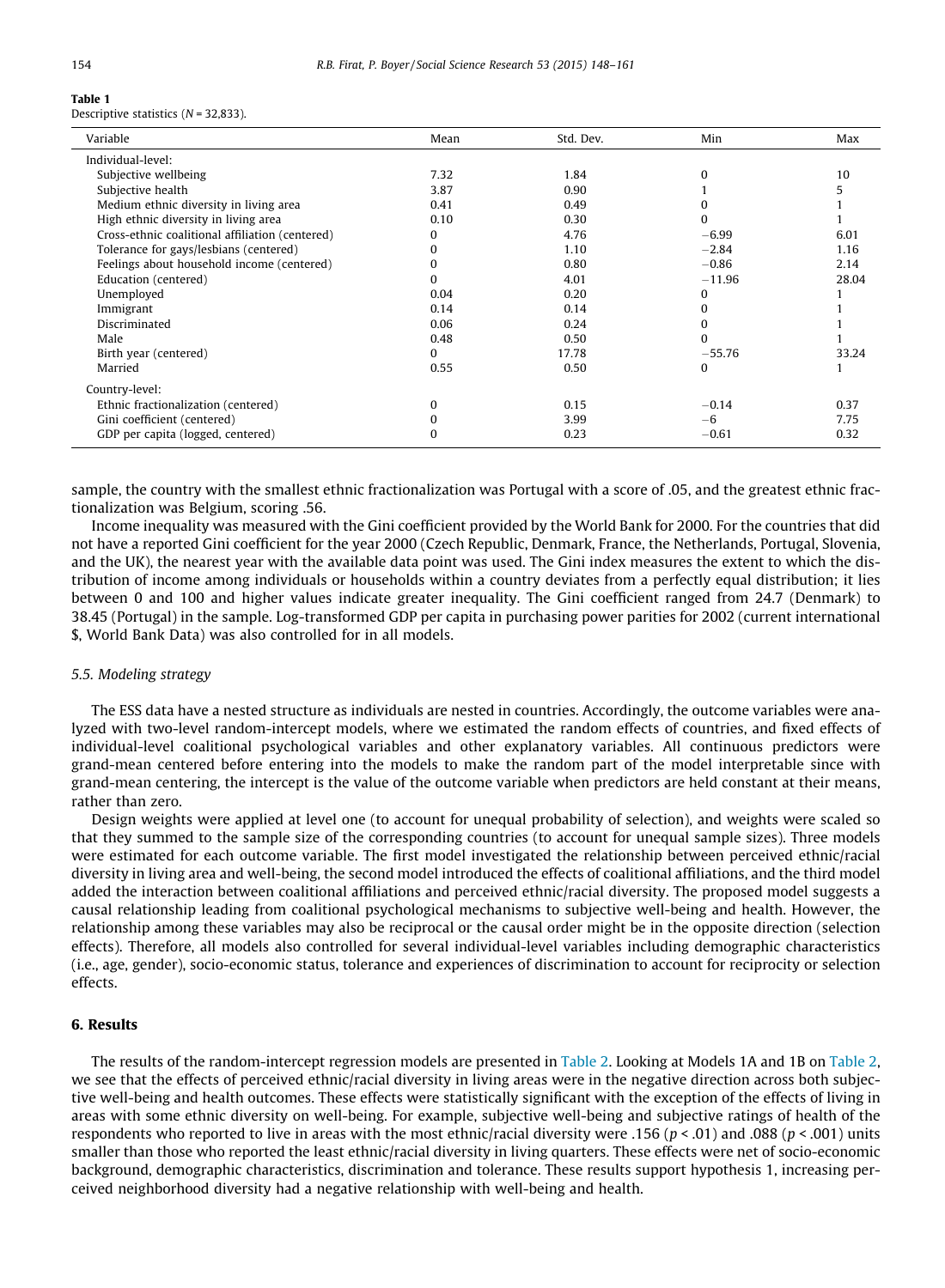**Table 1**
Descriptive statistics ($N = 32{,}833$).

| Variable | Mean | Std. Dev. | Min | Max |
|---|---|---|---|---|
| Individual-level: | | | | |
| Subjective wellbeing | 7.32 | 1.84 | 0 | 10 |
| Subjective health | 3.87 | 0.90 | 1 | 5 |
| Medium ethnic diversity in living area | 0.41 | 0.49 | 0 | 1 |
| High ethnic diversity in living area | 0.10 | 0.30 | 0 | 1 |
| Cross-ethnic coalitional affiliation (centered) | 0 | 4.76 | −6.99 | 6.01 |
| Tolerance for gays/lesbians (centered) | 0 | 1.10 | −2.84 | 1.16 |
| Feelings about household income (centered) | 0 | 0.80 | −0.86 | 2.14 |
| Education (centered) | 0 | 4.01 | −11.96 | 28.04 |
| Unemployed | 0.04 | 0.20 | 0 | 1 |
| Immigrant | 0.14 | 0.14 | 0 | 1 |
| Discriminated | 0.06 | 0.24 | 0 | 1 |
| Male | 0.48 | 0.50 | 0 | 1 |
| Birth year (centered) | 0 | 17.78 | −55.76 | 33.24 |
| Married | 0.55 | 0.50 | 0 | 1 |
| Country-level: | | | | |
| Ethnic fractionalization (centered) | 0 | 0.15 | −0.14 | 0.37 |
| Gini coefficient (centered) | 0 | 3.99 | −6 | 7.75 |
| GDP per capita (logged, centered) | 0 | 0.23 | −0.61 | 0.32 |

sample, the country with the smallest ethnic fractionalization was Portugal with a score of .05, and the greatest ethnic fractionalization was Belgium, scoring .56.

Income inequality was measured with the Gini coefficient provided by the World Bank for 2000. For the countries that did not have a reported Gini coefficient for the year 2000 (Czech Republic, Denmark, France, the Netherlands, Portugal, Slovenia, and the UK), the nearest year with the available data point was used. The Gini index measures the extent to which the distribution of income among individuals or households within a country deviates from a perfectly equal distribution; it lies between 0 and 100 and higher values indicate greater inequality. The Gini coefficient ranged from 24.7 (Denmark) to 38.45 (Portugal) in the sample. Log-transformed GDP per capita in purchasing power parities for 2002 (current international $, World Bank Data) was also controlled for in all models.

### 5.5. Modeling strategy

The ESS data have a nested structure as individuals are nested in countries. Accordingly, the outcome variables were analyzed with two-level random-intercept models, where we estimated the random effects of countries, and fixed effects of individual-level coalitional psychological variables and other explanatory variables. All continuous predictors were grand-mean centered before entering into the models to make the random part of the model interpretable since with grand-mean centering, the intercept is the value of the outcome variable when predictors are held constant at their means, rather than zero.

Design weights were applied at level one (to account for unequal probability of selection), and weights were scaled so that they summed to the sample size of the corresponding countries (to account for unequal sample sizes). Three models were estimated for each outcome variable. The first model investigated the relationship between perceived ethnic/racial diversity in living area and well-being, the second model introduced the effects of coalitional affiliations, and the third model added the interaction between coalitional affiliations and perceived ethnic/racial diversity. The proposed model suggests a causal relationship leading from coalitional psychological mechanisms to subjective well-being and health. However, the relationship among these variables may also be reciprocal or the causal order might be in the opposite direction (selection effects). Therefore, all models also controlled for several individual-level variables including demographic characteristics (i.e., age, gender), socio-economic status, tolerance and experiences of discrimination to account for reciprocity or selection effects.

## 6. Results

The results of the random-intercept regression models are presented in Table 2. Looking at Models 1A and 1B on Table 2, we see that the effects of perceived ethnic/racial diversity in living areas were in the negative direction across both subjective well-being and health outcomes. These effects were statistically significant with the exception of the effects of living in areas with some ethnic diversity on well-being. For example, subjective well-being and subjective ratings of health of the respondents who reported to live in areas with the most ethnic/racial diversity were .156 ($p < .01$) and .088 ($p < .001$) units smaller than those who reported the least ethnic/racial diversity in living quarters. These effects were net of socio-economic background, demographic characteristics, discrimination and tolerance. These results support hypothesis 1, increasing perceived neighborhood diversity had a negative relationship with well-being and health.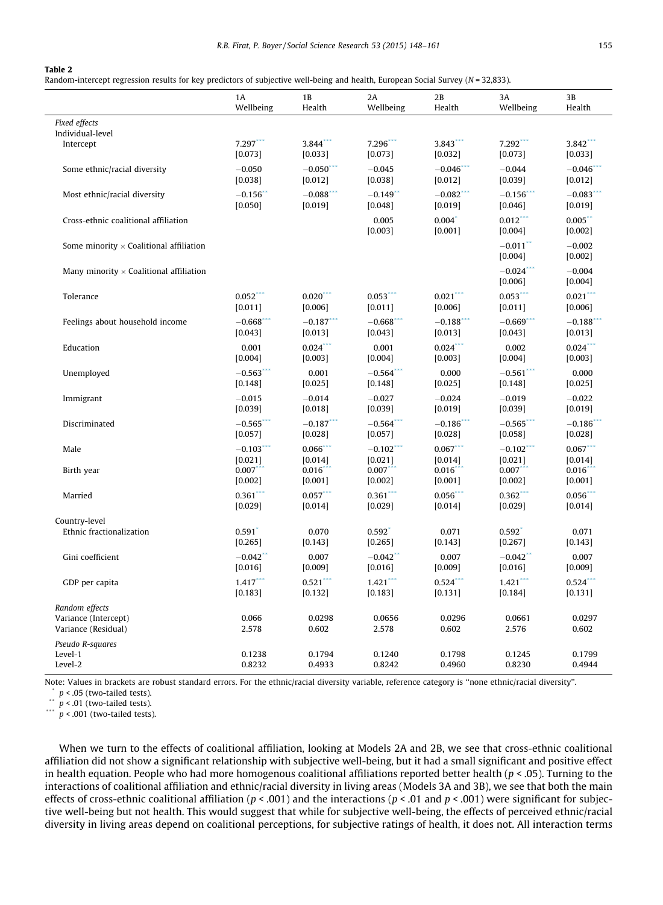**Table 2**
Random-intercept regression results for key predictors of subjective well-being and health, European Social Survey ($N$ = 32,833).

| | 1A Wellbeing | 1B Health | 2A Wellbeing | 2B Health | 3A Wellbeing | 3B Health |
|---|---|---|---|---|---|---|
| *Fixed effects* | | | | | | |
| Individual-level | | | | | | |
| Intercept | 7.297*** [0.073] | 3.844*** [0.033] | 7.296*** [0.073] | 3.843*** [0.032] | 7.292*** [0.073] | 3.842*** [0.033] |
| Some ethnic/racial diversity | −0.050 [0.038] | −0.050*** [0.012] | −0.045 [0.038] | −0.046*** [0.012] | −0.044 [0.039] | −0.046*** [0.012] |
| Most ethnic/racial diversity | −0.156** [0.050] | −0.088*** [0.019] | −0.149** [0.048] | −0.082*** [0.019] | −0.156*** [0.046] | −0.083*** [0.019] |
| Cross-ethnic coalitional affiliation | | | 0.005 [0.003] | 0.004* [0.001] | 0.012*** [0.004] | 0.005** [0.002] |
| Some minority × Coalitional affiliation | | | | | −0.011** [0.004] | −0.002 [0.002] |
| Many minority × Coalitional affiliation | | | | | −0.024*** [0.006] | −0.004 [0.004] |
| Tolerance | 0.052*** [0.011] | 0.020*** [0.006] | 0.053*** [0.011] | 0.021*** [0.006] | 0.053*** [0.011] | 0.021*** [0.006] |
| Feelings about household income | −0.668*** [0.043] | −0.187*** [0.013] | −0.668*** [0.043] | −0.188*** [0.013] | −0.669*** [0.043] | −0.188*** [0.013] |
| Education | 0.001 [0.004] | 0.024*** [0.003] | 0.001 [0.004] | 0.024*** [0.003] | 0.002 [0.004] | 0.024*** [0.003] |
| Unemployed | −0.563*** [0.148] | 0.001 [0.025] | −0.564*** [0.148] | 0.000 [0.025] | −0.561*** [0.148] | 0.000 [0.025] |
| Immigrant | −0.015 [0.039] | −0.014 [0.018] | −0.027 [0.039] | −0.024 [0.019] | −0.019 [0.039] | −0.022 [0.019] |
| Discriminated | −0.565*** [0.057] | −0.187*** [0.028] | −0.564*** [0.057] | −0.186*** [0.028] | −0.565*** [0.058] | −0.186*** [0.028] |
| Male | −0.103*** [0.021] | 0.066*** [0.014] | −0.102*** [0.021] | 0.067*** [0.014] | −0.102*** [0.021] | 0.067*** [0.014] |
| Birth year | 0.007*** [0.002] | 0.016*** [0.001] | 0.007*** [0.002] | 0.016*** [0.001] | 0.007*** [0.002] | 0.016*** [0.001] |
| Married | 0.361*** [0.029] | 0.057*** [0.014] | 0.361*** [0.029] | 0.056*** [0.014] | 0.362*** [0.029] | 0.056*** [0.014] |
| Country-level | | | | | | |
| Ethnic fractionalization | 0.591* [0.265] | 0.070 [0.143] | 0.592* [0.265] | 0.071 [0.143] | 0.592* [0.267] | 0.071 [0.143] |
| Gini coefficient | −0.042** [0.016] | 0.007 [0.009] | −0.042** [0.016] | 0.007 [0.009] | −0.042** [0.016] | 0.007 [0.009] |
| GDP per capita | 1.417*** [0.183] | 0.521*** [0.132] | 1.421*** [0.183] | 0.524*** [0.131] | 1.421*** [0.184] | 0.524*** [0.131] |
| *Random effects* | | | | | | |
| Variance (Intercept) | 0.066 | 0.0298 | 0.0656 | 0.0296 | 0.0661 | 0.0297 |
| Variance (Residual) | 2.578 | 0.602 | 2.578 | 0.602 | 2.576 | 0.602 |
| *Pseudo R-squares* | | | | | | |
| Level-1 | 0.1238 | 0.1794 | 0.1240 | 0.1798 | 0.1245 | 0.1799 |
| Level-2 | 0.8232 | 0.4933 | 0.8242 | 0.4960 | 0.8230 | 0.4944 |

Note: Values in brackets are robust standard errors. For the ethnic/racial diversity variable, reference category is "none ethnic/racial diversity".
\* $p < .05$ (two-tailed tests).
\*\* $p < .01$ (two-tailed tests).
\*\*\* $p < .001$ (two-tailed tests).

When we turn to the effects of coalitional affiliation, looking at Models 2A and 2B, we see that cross-ethnic coalitional affiliation did not show a significant relationship with subjective well-being, but it had a small significant and positive effect in health equation. People who had more homogenous coalitional affiliations reported better health ($p < .05$). Turning to the interactions of coalitional affiliation and ethnic/racial diversity in living areas (Models 3A and 3B), we see that both the main effects of cross-ethnic coalitional affiliation ($p < .001$) and the interactions ($p < .01$ and $p < .001$) were significant for subjective well-being but not health. This would suggest that while for subjective well-being, the effects of perceived ethnic/racial diversity in living areas depend on coalitional perceptions, for subjective ratings of health, it does not. All interaction terms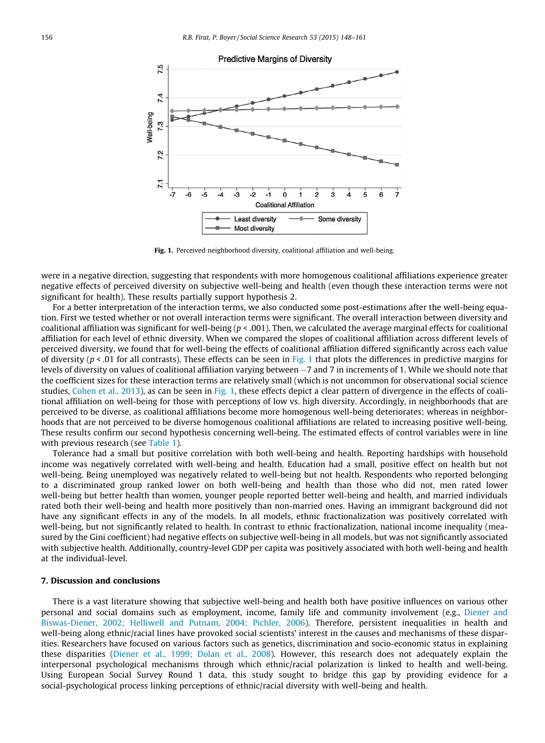Predictive Margins of Diversity

Well-being

7.1
7.2
7.3
7.4
7.5

-7 -6 -5 -4 -3 -2 -1 0 1 2 3 4 5 6 7

Coalitional Affiliation

Least diversity
Some diversity
Most diversity

**Fig. 1.** Perceived neighborhood diversity, coalitional affiliation and well-being.

were in a negative direction, suggesting that respondents with more homogenous coalitional affiliations experience greater negative effects of perceived diversity on subjective well-being and health (even though these interaction terms were not significant for health). These results partially support hypothesis 2.

For a better interpretation of the interaction terms, we also conducted some post-estimations after the well-being equation. First we tested whether or not overall interaction terms were significant. The overall interaction between diversity and coalitional affiliation was significant for well-being ($p < .001$). Then, we calculated the average marginal effects for coalitional affiliation for each level of ethnic diversity. When we compared the slopes of coalitional affiliation across different levels of perceived diversity, we found that for well-being the effects of coalitional affiliation differed significantly across each value of diversity ($p < .01$ for all contrasts). These effects can be seen in Fig. 1 that plots the differences in predictive margins for levels of diversity on values of coalitional affiliation varying between −7 and 7 in increments of 1. While we should note that the coefficient sizes for these interaction terms are relatively small (which is not uncommon for observational social science studies, Cohen et al., 2013), as can be seen in Fig. 1, these effects depict a clear pattern of divergence in the effects of coalitional affiliation on well-being for those with perceptions of low vs. high diversity. Accordingly, in neighborhoods that are perceived to be diverse, as coalitional affiliations become more homogenous well-being deteriorates; whereas in neighborhoods that are not perceived to be diverse homogenous coalitional affiliations are related to increasing positive well-being. These results confirm our second hypothesis concerning well-being. The estimated effects of control variables were in line with previous research (see Table 1).

Tolerance had a small but positive correlation with both well-being and health. Reporting hardships with household income was negatively correlated with well-being and health. Education had a small, positive effect on health but not well-being. Being unemployed was negatively related to well-being but not health. Respondents who reported belonging to a discriminated group ranked lower on both well-being and health than those who did not, men rated lower well-being but better health than women, younger people reported better well-being and health, and married individuals rated both their well-being and health more positively than non-married ones. Having an immigrant background did not have any significant effects in any of the models. In all models, ethnic fractionalization was positively correlated with well-being, but not significantly related to health. In contrast to ethnic fractionalization, national income inequality (measured by the Gini coefficient) had negative effects on subjective well-being in all models, but was not significantly associated with subjective health. Additionally, country-level GDP per capita was positively associated with both well-being and health at the individual-level.

## 7. Discussion and conclusions

There is a vast literature showing that subjective well-being and health both have positive influences on various other personal and social domains such as employment, income, family life and community involvement (e.g., Diener and Biswas-Diener, 2002; Helliwell and Putnam, 2004; Pichler, 2006). Therefore, persistent inequalities in health and well-being along ethnic/racial lines have provoked social scientists' interest in the causes and mechanisms of these disparities. Researchers have focused on various factors such as genetics, discrimination and socio-economic status in explaining these disparities (Diener et al., 1999; Dolan et al., 2008). However, this research does not adequately explain the interpersonal psychological mechanisms through which ethnic/racial polarization is linked to health and well-being. Using European Social Survey Round 1 data, this study sought to bridge this gap by providing evidence for a social-psychological process linking perceptions of ethnic/racial diversity with well-being and health.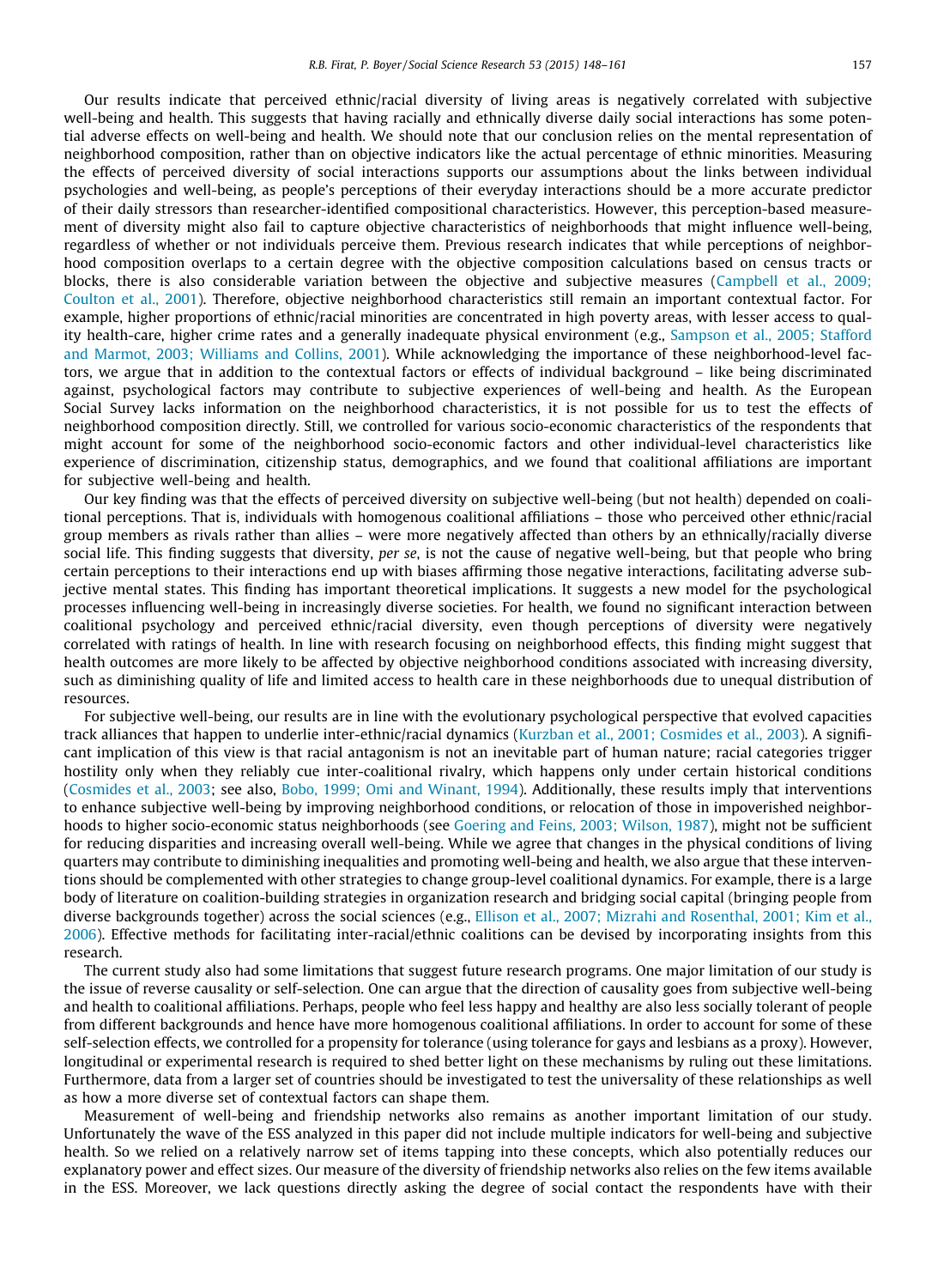Our results indicate that perceived ethnic/racial diversity of living areas is negatively correlated with subjective well-being and health. This suggests that having racially and ethnically diverse daily social interactions has some potential adverse effects on well-being and health. We should note that our conclusion relies on the mental representation of neighborhood composition, rather than on objective indicators like the actual percentage of ethnic minorities. Measuring the effects of perceived diversity of social interactions supports our assumptions about the links between individual psychologies and well-being, as people's perceptions of their everyday interactions should be a more accurate predictor of their daily stressors than researcher-identified compositional characteristics. However, this perception-based measurement of diversity might also fail to capture objective characteristics of neighborhoods that might influence well-being, regardless of whether or not individuals perceive them. Previous research indicates that while perceptions of neighborhood composition overlaps to a certain degree with the objective composition calculations based on census tracts or blocks, there is also considerable variation between the objective and subjective measures (Campbell et al., 2009; Coulton et al., 2001). Therefore, objective neighborhood characteristics still remain an important contextual factor. For example, higher proportions of ethnic/racial minorities are concentrated in high poverty areas, with lesser access to quality health-care, higher crime rates and a generally inadequate physical environment (e.g., Sampson et al., 2005; Stafford and Marmot, 2003; Williams and Collins, 2001). While acknowledging the importance of these neighborhood-level factors, we argue that in addition to the contextual factors or effects of individual background – like being discriminated against, psychological factors may contribute to subjective experiences of well-being and health. As the European Social Survey lacks information on the neighborhood characteristics, it is not possible for us to test the effects of neighborhood composition directly. Still, we controlled for various socio-economic characteristics of the respondents that might account for some of the neighborhood socio-economic factors and other individual-level characteristics like experience of discrimination, citizenship status, demographics, and we found that coalitional affiliations are important for subjective well-being and health.

Our key finding was that the effects of perceived diversity on subjective well-being (but not health) depended on coalitional perceptions. That is, individuals with homogenous coalitional affiliations – those who perceived other ethnic/racial group members as rivals rather than allies – were more negatively affected than others by an ethnically/racially diverse social life. This finding suggests that diversity, *per se*, is not the cause of negative well-being, but that people who bring certain perceptions to their interactions end up with biases affirming those negative interactions, facilitating adverse subjective mental states. This finding has important theoretical implications. It suggests a new model for the psychological processes influencing well-being in increasingly diverse societies. For health, we found no significant interaction between coalitional psychology and perceived ethnic/racial diversity, even though perceptions of diversity were negatively correlated with ratings of health. In line with research focusing on neighborhood effects, this finding might suggest that health outcomes are more likely to be affected by objective neighborhood conditions associated with increasing diversity, such as diminishing quality of life and limited access to health care in these neighborhoods due to unequal distribution of resources.

For subjective well-being, our results are in line with the evolutionary psychological perspective that evolved capacities track alliances that happen to underlie inter-ethnic/racial dynamics (Kurzban et al., 2001; Cosmides et al., 2003). A significant implication of this view is that racial antagonism is not an inevitable part of human nature; racial categories trigger hostility only when they reliably cue inter-coalitional rivalry, which happens only under certain historical conditions (Cosmides et al., 2003; see also, Bobo, 1999; Omi and Winant, 1994). Additionally, these results imply that interventions to enhance subjective well-being by improving neighborhood conditions, or relocation of those in impoverished neighborhoods to higher socio-economic status neighborhoods (see Goering and Feins, 2003; Wilson, 1987), might not be sufficient for reducing disparities and increasing overall well-being. While we agree that changes in the physical conditions of living quarters may contribute to diminishing inequalities and promoting well-being and health, we also argue that these interventions should be complemented with other strategies to change group-level coalitional dynamics. For example, there is a large body of literature on coalition-building strategies in organization research and bridging social capital (bringing people from diverse backgrounds together) across the social sciences (e.g., Ellison et al., 2007; Mizrahi and Rosenthal, 2001; Kim et al., 2006). Effective methods for facilitating inter-racial/ethnic coalitions can be devised by incorporating insights from this research.

The current study also had some limitations that suggest future research programs. One major limitation of our study is the issue of reverse causality or self-selection. One can argue that the direction of causality goes from subjective well-being and health to coalitional affiliations. Perhaps, people who feel less happy and healthy are also less socially tolerant of people from different backgrounds and hence have more homogenous coalitional affiliations. In order to account for some of these self-selection effects, we controlled for a propensity for tolerance (using tolerance for gays and lesbians as a proxy). However, longitudinal or experimental research is required to shed better light on these mechanisms by ruling out these limitations. Furthermore, data from a larger set of countries should be investigated to test the universality of these relationships as well as how a more diverse set of contextual factors can shape them.

Measurement of well-being and friendship networks also remains as another important limitation of our study. Unfortunately the wave of the ESS analyzed in this paper did not include multiple indicators for well-being and subjective health. So we relied on a relatively narrow set of items tapping into these concepts, which also potentially reduces our explanatory power and effect sizes. Our measure of the diversity of friendship networks also relies on the few items available in the ESS. Moreover, we lack questions directly asking the degree of social contact the respondents have with their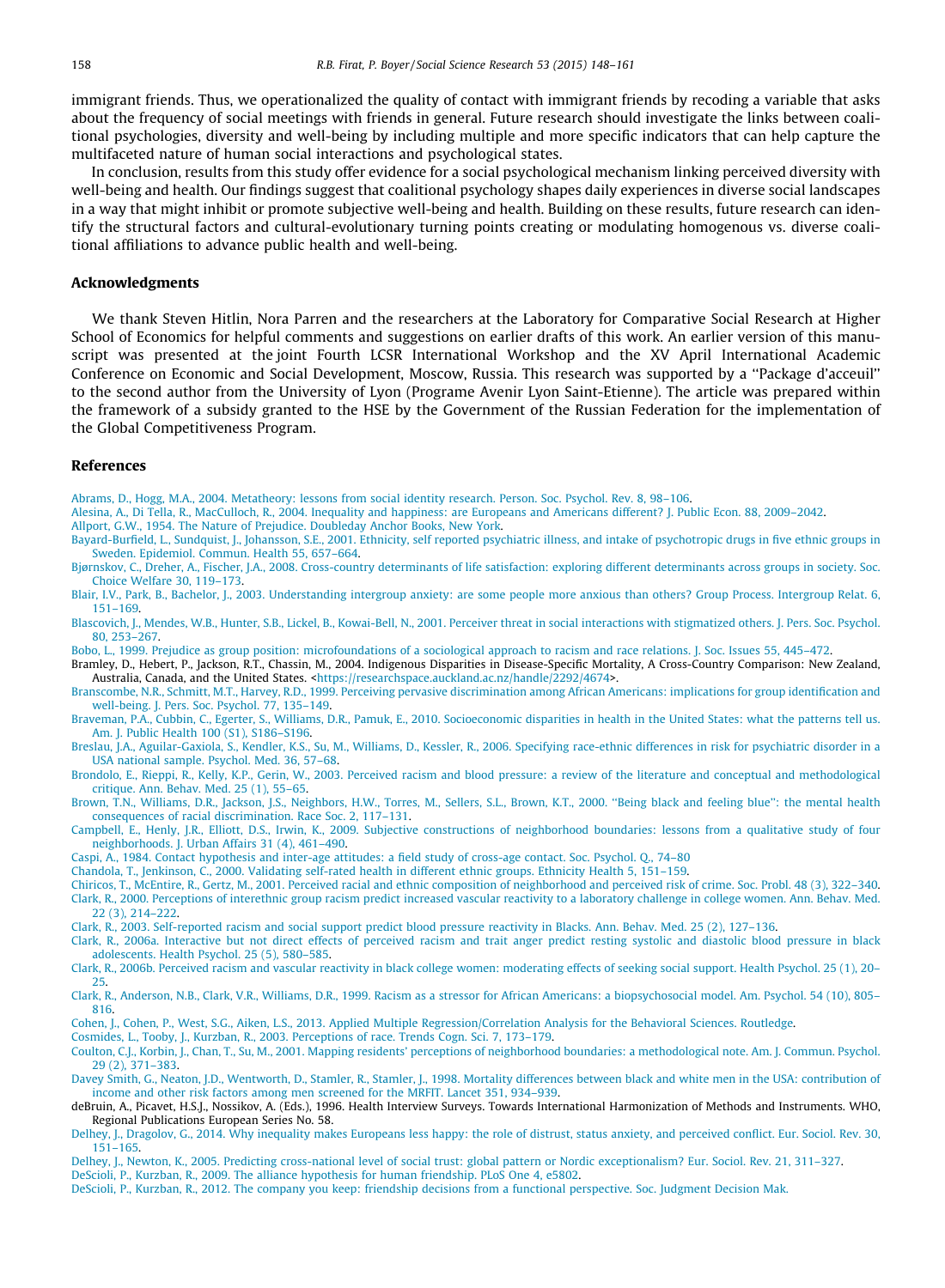immigrant friends. Thus, we operationalized the quality of contact with immigrant friends by recoding a variable that asks about the frequency of social meetings with friends in general. Future research should investigate the links between coalitional psychologies, diversity and well-being by including multiple and more specific indicators that can help capture the multifaceted nature of human social interactions and psychological states.

In conclusion, results from this study offer evidence for a social psychological mechanism linking perceived diversity with well-being and health. Our findings suggest that coalitional psychology shapes daily experiences in diverse social landscapes in a way that might inhibit or promote subjective well-being and health. Building on these results, future research can identify the structural factors and cultural-evolutionary turning points creating or modulating homogenous vs. diverse coalitional affiliations to advance public health and well-being.

## Acknowledgments

We thank Steven Hitlin, Nora Parren and the researchers at the Laboratory for Comparative Social Research at Higher School of Economics for helpful comments and suggestions on earlier drafts of this work. An earlier version of this manuscript was presented at the joint Fourth LCSR International Workshop and the XV April International Academic Conference on Economic and Social Development, Moscow, Russia. This research was supported by a "Package d'acceuil" to the second author from the University of Lyon (Programe Avenir Lyon Saint-Etienne). The article was prepared within the framework of a subsidy granted to the HSE by the Government of the Russian Federation for the implementation of the Global Competitiveness Program.

## References

Abrams, D., Hogg, M.A., 2004. Metatheory: lessons from social identity research. Person. Soc. Psychol. Rev. 8, 98–106.

Alesina, A., Di Tella, R., MacCulloch, R., 2004. Inequality and happiness: are Europeans and Americans different? J. Public Econ. 88, 2009–2042.

Allport, G.W., 1954. The Nature of Prejudice. Doubleday Anchor Books, New York.

Bayard-Burfield, L., Sundquist, J., Johansson, S.E., 2001. Ethnicity, self reported psychiatric illness, and intake of psychotropic drugs in five ethnic groups in Sweden. Epidemiol. Commun. Health 55, 657–664.

Bjørnskov, C., Dreher, A., Fischer, J.A., 2008. Cross-country determinants of life satisfaction: exploring different determinants across groups in society. Soc. Choice Welfare 30, 119–173.

Blair, I.V., Park, B., Bachelor, J., 2003. Understanding intergroup anxiety: are some people more anxious than others? Group Process. Intergroup Relat. 6, 151–169.

Blascovich, J., Mendes, W.B., Hunter, S.B., Lickel, B., Kowai-Bell, N., 2001. Perceiver threat in social interactions with stigmatized others. J. Pers. Soc. Psychol. 80, 253–267.

Bobo, L., 1999. Prejudice as group position: microfoundations of a sociological approach to racism and race relations. J. Soc. Issues 55, 445–472.

Bramley, D., Hebert, P., Jackson, R.T., Chassin, M., 2004. Indigenous Disparities in Disease-Specific Mortality, A Cross-Country Comparison: New Zealand, Australia, Canada, and the United States. <https://researchspace.auckland.ac.nz/handle/2292/4674>.

Branscombe, N.R., Schmitt, M.T., Harvey, R.D., 1999. Perceiving pervasive discrimination among African Americans: implications for group identification and well-being. J. Pers. Soc. Psychol. 77, 135–149.

Braveman, P.A., Cubbin, C., Egerter, S., Williams, D.R., Pamuk, E., 2010. Socioeconomic disparities in health in the United States: what the patterns tell us. Am. J. Public Health 100 (S1), S186–S196.

Breslau, J.A., Aguilar-Gaxiola, S., Kendler, K.S., Su, M., Williams, D., Kessler, R., 2006. Specifying race-ethnic differences in risk for psychiatric disorder in a USA national sample. Psychol. Med. 36, 57–68.

Brondolo, E., Rieppi, R., Kelly, K.P., Gerin, W., 2003. Perceived racism and blood pressure: a review of the literature and conceptual and methodological critique. Ann. Behav. Med. 25 (1), 55–65.

Brown, T.N., Williams, D.R., Jackson, J.S., Neighbors, H.W., Torres, M., Sellers, S.L., Brown, K.T., 2000. "Being black and feeling blue": the mental health consequences of racial discrimination. Race Soc. 2, 117–131.

Campbell, E., Henly, J.R., Elliott, D.S., Irwin, K., 2009. Subjective constructions of neighborhood boundaries: lessons from a qualitative study of four neighborhoods. J. Urban Affairs 31 (4), 461–490.

Caspi, A., 1984. Contact hypothesis and inter-age attitudes: a field study of cross-age contact. Soc. Psychol. Q., 74–80

Chandola, T., Jenkinson, C., 2000. Validating self-rated health in different ethnic groups. Ethnicity Health 5, 151–159.

Chiricos, T., McEntire, R., Gertz, M., 2001. Perceived racial and ethnic composition of neighborhood and perceived risk of crime. Soc. Probl. 48 (3), 322–340.

Clark, R., 2000. Perceptions of interethnic group racism predict increased vascular reactivity to a laboratory challenge in college women. Ann. Behav. Med. 22 (3), 214–222.

Clark, R., 2003. Self-reported racism and social support predict blood pressure reactivity in Blacks. Ann. Behav. Med. 25 (2), 127–136.

Clark, R., 2006a. Interactive but not direct effects of perceived racism and trait anger predict resting systolic and diastolic blood pressure in black adolescents. Health Psychol. 25 (5), 580–585.

Clark, R., 2006b. Perceived racism and vascular reactivity in black college women: moderating effects of seeking social support. Health Psychol. 25 (1), 20–25.

Clark, R., Anderson, N.B., Clark, V.R., Williams, D.R., 1999. Racism as a stressor for African Americans: a biopsychosocial model. Am. Psychol. 54 (10), 805–816.

Cohen, J., Cohen, P., West, S.G., Aiken, L.S., 2013. Applied Multiple Regression/Correlation Analysis for the Behavioral Sciences. Routledge.

Cosmides, L., Tooby, J., Kurzban, R., 2003. Perceptions of race. Trends Cogn. Sci. 7, 173–179.

Coulton, C.J., Korbin, J., Chan, T., Su, M., 2001. Mapping residents' perceptions of neighborhood boundaries: a methodological note. Am. J. Commun. Psychol. 29 (2), 371–383.

Davey Smith, G., Neaton, J.D., Wentworth, D., Stamler, R., Stamler, J., 1998. Mortality differences between black and white men in the USA: contribution of income and other risk factors among men screened for the MRFIT. Lancet 351, 934–939.

deBruin, A., Picavet, H.S.J., Nossikov, A. (Eds.), 1996. Health Interview Surveys. Towards International Harmonization of Methods and Instruments. WHO, Regional Publications European Series No. 58.

Delhey, J., Dragolov, G., 2014. Why inequality makes Europeans less happy: the role of distrust, status anxiety, and perceived conflict. Eur. Sociol. Rev. 30, 151–165.

Delhey, J., Newton, K., 2005. Predicting cross-national level of social trust: global pattern or Nordic exceptionalism? Eur. Sociol. Rev. 21, 311–327.

DeScioli, P., Kurzban, R., 2009. The alliance hypothesis for human friendship. PLoS One 4, e5802.

DeScioli, P., Kurzban, R., 2012. The company you keep: friendship decisions from a functional perspective. Soc. Judgment Decision Mak.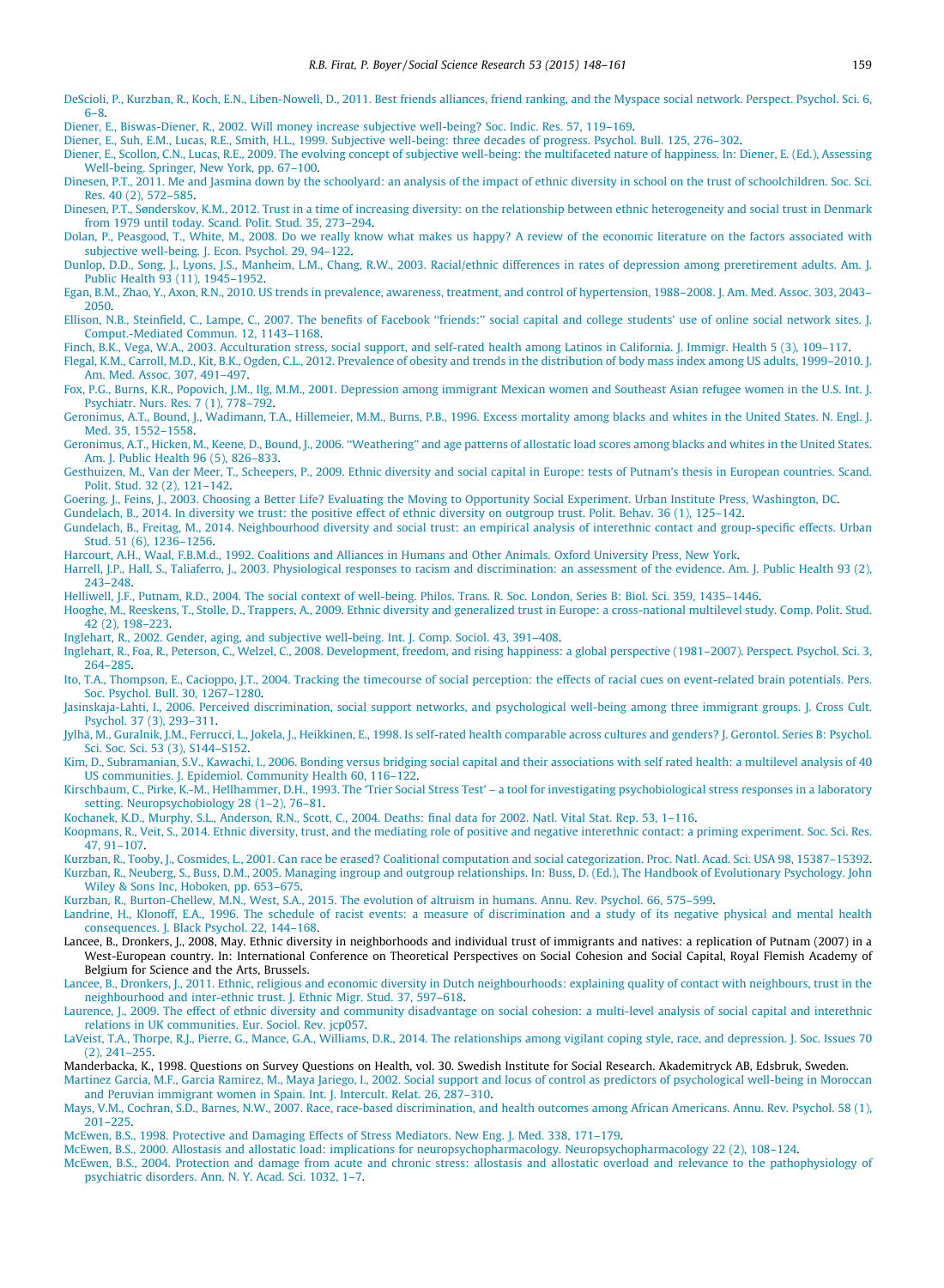DeScioli, P., Kurzban, R., Koch, E.N., Liben-Nowell, D., 2011. Best friends alliances, friend ranking, and the Myspace social network. Perspect. Psychol. Sci. 6, 6–8.

Diener, E., Biswas-Diener, R., 2002. Will money increase subjective well-being? Soc. Indic. Res. 57, 119–169.

Diener, E., Suh, E.M., Lucas, R.E., Smith, H.L., 1999. Subjective well-being: three decades of progress. Psychol. Bull. 125, 276–302.

Diener, E., Scollon, C.N., Lucas, R.E., 2009. The evolving concept of subjective well-being: the multifaceted nature of happiness. In: Diener, E. (Ed.), Assessing Well-being. Springer, New York, pp. 67–100.

Dinesen, P.T., 2011. Me and Jasmina down by the schoolyard: an analysis of the impact of ethnic diversity in school on the trust of schoolchildren. Soc. Sci. Res. 40 (2), 572–585.

Dinesen, P.T., Sønderskov, K.M., 2012. Trust in a time of increasing diversity: on the relationship between ethnic heterogeneity and social trust in Denmark from 1979 until today. Scand. Polit. Stud. 35, 273–294.

Dolan, P., Peasgood, T., White, M., 2008. Do we really know what makes us happy? A review of the economic literature on the factors associated with subjective well-being. J. Econ. Psychol. 29, 94–122.

Dunlop, D.D., Song, J., Lyons, J.S., Manheim, L.M., Chang, R.W., 2003. Racial/ethnic differences in rates of depression among preretirement adults. Am. J. Public Health 93 (11), 1945–1952.

Egan, B.M., Zhao, Y., Axon, R.N., 2010. US trends in prevalence, awareness, treatment, and control of hypertension, 1988–2008. J. Am. Med. Assoc. 303, 2043–2050.

Ellison, N.B., Steinfield, C., Lampe, C., 2007. The benefits of Facebook "friends:" social capital and college students' use of online social network sites. J. Comput.-Mediated Commun. 12, 1143–1168.

Finch, B.K., Vega, W.A., 2003. Acculturation stress, social support, and self-rated health among Latinos in California. J. Immigr. Health 5 (3), 109–117.

Flegal, K.M., Carroll, M.D., Kit, B.K., Ogden, C.L., 2012. Prevalence of obesity and trends in the distribution of body mass index among US adults, 1999–2010. J. Am. Med. Assoc. 307, 491–497.

Fox, P.G., Burns, K.R., Popovich, J.M., Ilg, M.M., 2001. Depression among immigrant Mexican women and Southeast Asian refugee women in the U.S. Int. J. Psychiatr. Nurs. Res. 7 (1), 778–792.

Geronimus, A.T., Bound, J., Wadimann, T.A., Hillemeier, M.M., Burns, P.B., 1996. Excess mortality among blacks and whites in the United States. N. Engl. J. Med. 35, 1552–1558.

Geronimus, A.T., Hicken, M., Keene, D., Bound, J., 2006. "Weathering" and age patterns of allostatic load scores among blacks and whites in the United States. Am. J. Public Health 96 (5), 826–833.

Gesthuizen, M., Van der Meer, T., Scheepers, P., 2009. Ethnic diversity and social capital in Europe: tests of Putnam's thesis in European countries. Scand. Polit. Stud. 32 (2), 121–142.

Goering, J., Feins, J., 2003. Choosing a Better Life? Evaluating the Moving to Opportunity Social Experiment. Urban Institute Press, Washington, DC.

Gundelach, B., 2014. In diversity we trust: the positive effect of ethnic diversity on outgroup trust. Polit. Behav. 36 (1), 125–142.

Gundelach, B., Freitag, M., 2014. Neighbourhood diversity and social trust: an empirical analysis of interethnic contact and group-specific effects. Urban Stud. 51 (6), 1236–1256.

Harcourt, A.H., Waal, F.B.M.d., 1992. Coalitions and Alliances in Humans and Other Animals. Oxford University Press, New York.

Harrell, J.P., Hall, S., Taliaferro, J., 2003. Physiological responses to racism and discrimination: an assessment of the evidence. Am. J. Public Health 93 (2), 243–248.

Helliwell, J.F., Putnam, R.D., 2004. The social context of well-being. Philos. Trans. R. Soc. London, Series B: Biol. Sci. 359, 1435–1446.

Hooghe, M., Reeskens, T., Stolle, D., Trappers, A., 2009. Ethnic diversity and generalized trust in Europe: a cross-national multilevel study. Comp. Polit. Stud. 42 (2), 198–223.

Inglehart, R., 2002. Gender, aging, and subjective well-being. Int. J. Comp. Sociol. 43, 391–408.

Inglehart, R., Foa, R., Peterson, C., Welzel, C., 2008. Development, freedom, and rising happiness: a global perspective (1981–2007). Perspect. Psychol. Sci. 3, 264–285.

Ito, T.A., Thompson, E., Cacioppo, J.T., 2004. Tracking the timecourse of social perception: the effects of racial cues on event-related brain potentials. Pers. Soc. Psychol. Bull. 30, 1267–1280.

Jasinskaja-Lahti, I., 2006. Perceived discrimination, social support networks, and psychological well-being among three immigrant groups. J. Cross Cult. Psychol. 37 (3), 293–311.

Jylhä, M., Guralnik, J.M., Ferrucci, L., Jokela, J., Heikkinen, E., 1998. Is self-rated health comparable across cultures and genders? J. Gerontol. Series B: Psychol. Sci. Soc. Sci. 53 (3), S144–S152.

Kim, D., Subramanian, S.V., Kawachi, I., 2006. Bonding versus bridging social capital and their associations with self rated health: a multilevel analysis of 40 US communities. J. Epidemiol. Community Health 60, 116–122.

Kirschbaum, C., Pirke, K.-M., Hellhammer, D.H., 1993. The 'Trier Social Stress Test' – a tool for investigating psychobiological stress responses in a laboratory setting. Neuropsychobiology 28 (1–2), 76–81.

Kochanek, K.D., Murphy, S.L., Anderson, R.N., Scott, C., 2004. Deaths: final data for 2002. Natl. Vital Stat. Rep. 53, 1–116.

Koopmans, R., Veit, S., 2014. Ethnic diversity, trust, and the mediating role of positive and negative interethnic contact: a priming experiment. Soc. Sci. Res. 47, 91–107.

Kurzban, R., Tooby, J., Cosmides, L., 2001. Can race be erased? Coalitional computation and social categorization. Proc. Natl. Acad. Sci. USA 98, 15387–15392.

Kurzban, R., Neuberg, S., Buss, D.M., 2005. Managing ingroup and outgroup relationships. In: Buss, D. (Ed.), The Handbook of Evolutionary Psychology. John Wiley & Sons Inc, Hoboken, pp. 653–675.

Kurzban, R., Burton-Chellew, M.N., West, S.A., 2015. The evolution of altruism in humans. Annu. Rev. Psychol. 66, 575–599.

Landrine, H., Klonoff, E.A., 1996. The schedule of racist events: a measure of discrimination and a study of its negative physical and mental health consequences. J. Black Psychol. 22, 144–168.

Lancee, B., Dronkers, J., 2008, May. Ethnic diversity in neighborhoods and individual trust of immigrants and natives: a replication of Putnam (2007) in a West-European country. In: International Conference on Theoretical Perspectives on Social Cohesion and Social Capital, Royal Flemish Academy of Belgium for Science and the Arts, Brussels.

Lancee, B., Dronkers, J., 2011. Ethnic, religious and economic diversity in Dutch neighbourhoods: explaining quality of contact with neighbours, trust in the neighbourhood and inter-ethnic trust. J. Ethnic Migr. Stud. 37, 597–618.

Laurence, J., 2009. The effect of ethnic diversity and community disadvantage on social cohesion: a multi-level analysis of social capital and interethnic relations in UK communities. Eur. Sociol. Rev. jcp057.

LaVeist, T.A., Thorpe, R.J., Pierre, G., Mance, G.A., Williams, D.R., 2014. The relationships among vigilant coping style, race, and depression. J. Soc. Issues 70 (2), 241–255.

Manderbacka, K., 1998. Questions on Survey Questions on Health, vol. 30. Swedish Institute for Social Research. Akademitryck AB, Edsbruk, Sweden.

Martinez Garcia, M.F., Garcia Ramirez, M., Maya Jariego, I., 2002. Social support and locus of control as predictors of psychological well-being in Moroccan and Peruvian immigrant women in Spain. Int. J. Intercult. Relat. 26, 287–310.

Mays, V.M., Cochran, S.D., Barnes, N.W., 2007. Race, race-based discrimination, and health outcomes among African Americans. Annu. Rev. Psychol. 58 (1), 201–225.

McEwen, B.S., 1998. Protective and Damaging Effects of Stress Mediators. New Eng. J. Med. 338, 171–179.

McEwen, B.S., 2000. Allostasis and allostatic load: implications for neuropsychopharmacology. Neuropsychopharmacology 22 (2), 108–124.

McEwen, B.S., 2004. Protection and damage from acute and chronic stress: allostasis and allostatic overload and relevance to the pathophysiology of psychiatric disorders. Ann. N. Y. Acad. Sci. 1032, 1–7.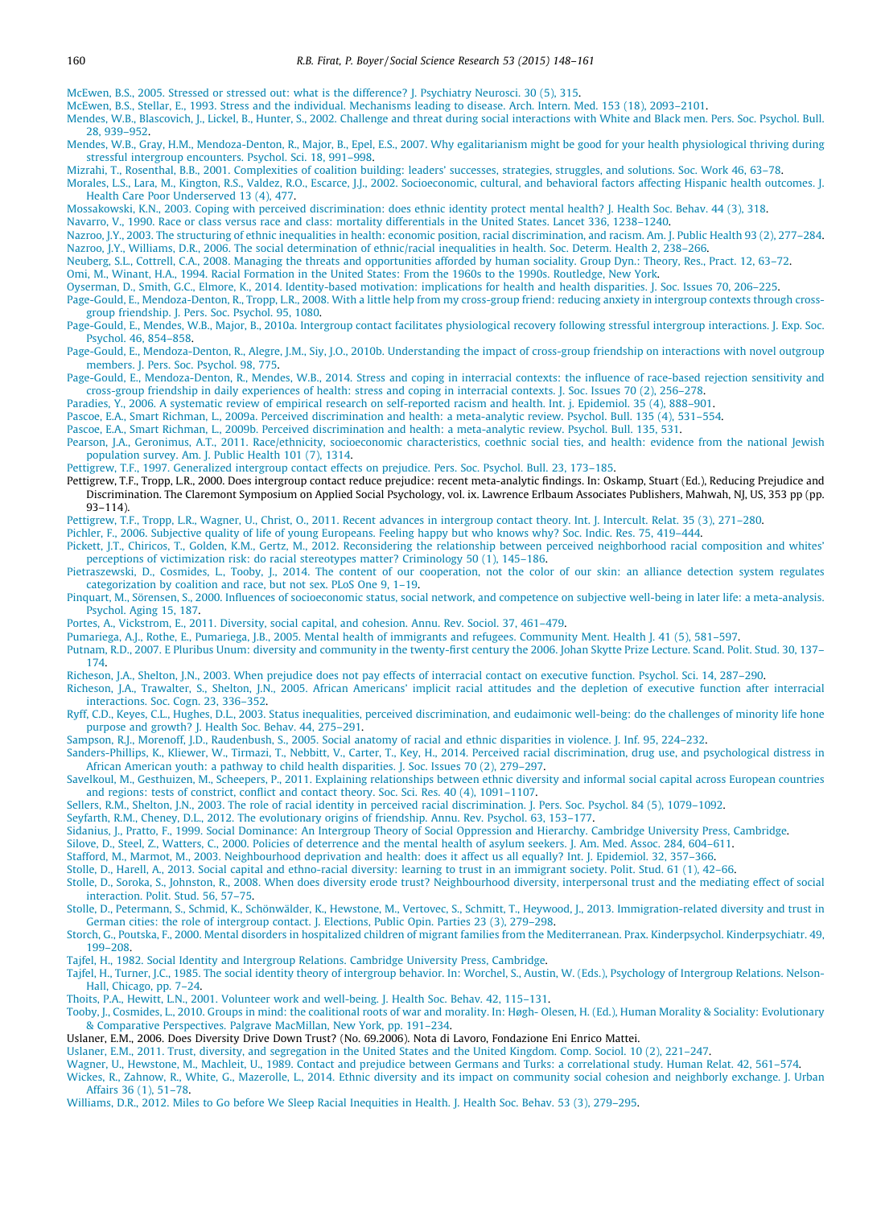McEwen, B.S., 2005. Stressed or stressed out: what is the difference? J. Psychiatry Neurosci. 30 (5), 315.

McEwen, B.S., Stellar, E., 1993. Stress and the individual. Mechanisms leading to disease. Arch. Intern. Med. 153 (18), 2093–2101.

Mendes, W.B., Blascovich, J., Lickel, B., Hunter, S., 2002. Challenge and threat during social interactions with White and Black men. Pers. Soc. Psychol. Bull. 28, 939–952.

Mendes, W.B., Gray, H.M., Mendoza-Denton, R., Major, B., Epel, E.S., 2007. Why egalitarianism might be good for your health physiological thriving during stressful intergroup encounters. Psychol. Sci. 18, 991–998.

Mizrahi, T., Rosenthal, B.B., 2001. Complexities of coalition building: leaders' successes, strategies, struggles, and solutions. Soc. Work 46, 63–78.

Morales, L.S., Lara, M., Kington, R.S., Valdez, R.O., Escarce, J.J., 2002. Socioeconomic, cultural, and behavioral factors affecting Hispanic health outcomes. J. Health Care Poor Underserved 13 (4), 477.

Mossakowski, K.N., 2003. Coping with perceived discrimination: does ethnic identity protect mental health? J. Health Soc. Behav. 44 (3), 318.

Navarro, V., 1990. Race or class versus race and class: mortality differentials in the United States. Lancet 336, 1238–1240.

Nazroo, J.Y., 2003. The structuring of ethnic inequalities in health: economic position, racial discrimination, and racism. Am. J. Public Health 93 (2), 277–284.

Nazroo, J.Y., Williams, D.R., 2006. The social determination of ethnic/racial inequalities in health. Soc. Determ. Health 2, 238–266.

Neuberg, S.L., Cottrell, C.A., 2008. Managing the threats and opportunities afforded by human sociality. Group Dyn.: Theory, Res., Pract. 12, 63–72.

Omi, M., Winant, H.A., 1994. Racial Formation in the United States: From the 1960s to the 1990s. Routledge, New York.

Oyserman, D., Smith, G.C., Elmore, K., 2014. Identity-based motivation: implications for health and health disparities. J. Soc. Issues 70, 206–225.

Page-Gould, E., Mendoza-Denton, R., Tropp, L.R., 2008. With a little help from my cross-group friend: reducing anxiety in intergroup contexts through cross-group friendship. J. Pers. Soc. Psychol. 95, 1080.

Page-Gould, E., Mendes, W.B., Major, B., 2010a. Intergroup contact facilitates physiological recovery following stressful intergroup interactions. J. Exp. Soc. Psychol. 46, 854–858.

Page-Gould, E., Mendoza-Denton, R., Alegre, J.M., Siy, J.O., 2010b. Understanding the impact of cross-group friendship on interactions with novel outgroup members. J. Pers. Soc. Psychol. 98, 775.

Page-Gould, E., Mendoza-Denton, R., Mendes, W.B., 2014. Stress and coping in interracial contexts: the influence of race-based rejection sensitivity and cross-group friendship in daily experiences of health: stress and coping in interracial contexts. J. Soc. Issues 70 (2), 256–278.

Paradies, Y., 2006. A systematic review of empirical research on self-reported racism and health. Int. j. Epidemiol. 35 (4), 888–901.

Pascoe, E.A., Smart Richman, L., 2009a. Perceived discrimination and health: a meta-analytic review. Psychol. Bull. 135 (4), 531–554.

Pascoe, E.A., Smart Richman, L., 2009b. Perceived discrimination and health: a meta-analytic review. Psychol. Bull. 135, 531.

Pearson, J.A., Geronimus, A.T., 2011. Race/ethnicity, socioeconomic characteristics, coethnic social ties, and health: evidence from the national Jewish population survey. Am. J. Public Health 101 (7), 1314.

Pettigrew, T.F., 1997. Generalized intergroup contact effects on prejudice. Pers. Soc. Psychol. Bull. 23, 173–185.

Pettigrew, T.F., Tropp, L.R., 2000. Does intergroup contact reduce prejudice: recent meta-analytic findings. In: Oskamp, Stuart (Ed.), Reducing Prejudice and Discrimination. The Claremont Symposium on Applied Social Psychology, vol. ix. Lawrence Erlbaum Associates Publishers, Mahwah, NJ, US, 353 pp (pp. 93–114).

Pettigrew, T.F., Tropp, L.R., Wagner, U., Christ, O., 2011. Recent advances in intergroup contact theory. Int. J. Intercult. Relat. 35 (3), 271–280.

Pichler, F., 2006. Subjective quality of life of young Europeans. Feeling happy but who knows why? Soc. Indic. Res. 75, 419–444.

Pickett, J.T., Chiricos, T., Golden, K.M., Gertz, M., 2012. Reconsidering the relationship between perceived neighborhood racial composition and whites' perceptions of victimization risk: do racial stereotypes matter? Criminology 50 (1), 145–186.

Pietraszewski, D., Cosmides, L., Tooby, J., 2014. The content of our cooperation, not the color of our skin: an alliance detection system regulates categorization by coalition and race, but not sex. PLoS One 9, 1–19.

Pinquart, M., Sörensen, S., 2000. Influences of socioeconomic status, social network, and competence on subjective well-being in later life: a meta-analysis. Psychol. Aging 15, 187.

Portes, A., Vickstrom, E., 2011. Diversity, social capital, and cohesion. Annu. Rev. Sociol. 37, 461–479.

Pumariega, A.J., Rothe, E., Pumariega, J.B., 2005. Mental health of immigrants and refugees. Community Ment. Health J. 41 (5), 581–597.

Putnam, R.D., 2007. E Pluribus Unum: diversity and community in the twenty-first century the 2006. Johan Skytte Prize Lecture. Scand. Polit. Stud. 30, 137–174.

Richeson, J.A., Shelton, J.N., 2003. When prejudice does not pay effects of interracial contact on executive function. Psychol. Sci. 14, 287–290.

Richeson, J.A., Trawalter, S., Shelton, J.N., 2005. African Americans' implicit racial attitudes and the depletion of executive function after interracial interactions. Soc. Cogn. 23, 336–352.

Ryff, C.D., Keyes, C.L., Hughes, D.L., 2003. Status inequalities, perceived discrimination, and eudaimonic well-being: do the challenges of minority life hone purpose and growth? J. Health Soc. Behav. 44, 275–291.

Sampson, R.J., Morenoff, J.D., Raudenbush, S., 2005. Social anatomy of racial and ethnic disparities in violence. J. Inf. 95, 224–232.

Sanders-Phillips, K., Kliewer, W., Tirmazi, T., Nebbitt, V., Carter, T., Key, H., 2014. Perceived racial discrimination, drug use, and psychological distress in African American youth: a pathway to child health disparities. J. Soc. Issues 70 (2), 279–297.

Savelkoul, M., Gesthuizen, M., Scheepers, P., 2011. Explaining relationships between ethnic diversity and informal social capital across European countries and regions: tests of constrict, conflict and contact theory. Soc. Sci. Res. 40 (4), 1091–1107.

Sellers, R.M., Shelton, J.N., 2003. The role of racial identity in perceived racial discrimination. J. Pers. Soc. Psychol. 84 (5), 1079–1092.

Seyfarth, R.M., Cheney, D.L., 2012. The evolutionary origins of friendship. Annu. Rev. Psychol. 63, 153–177.

Sidanius, J., Pratto, F., 1999. Social Dominance: An Intergroup Theory of Social Oppression and Hierarchy. Cambridge University Press, Cambridge.

Silove, D., Steel, Z., Watters, C., 2000. Policies of deterrence and the mental health of asylum seekers. J. Am. Med. Assoc. 284, 604–611.

Stafford, M., Marmot, M., 2003. Neighbourhood deprivation and health: does it affect us all equally? Int. J. Epidemiol. 32, 357–366.

Stolle, D., Harell, A., 2013. Social capital and ethno-racial diversity: learning to trust in an immigrant society. Polit. Stud. 61 (1), 42–66.

Stolle, D., Soroka, S., Johnston, R., 2008. When does diversity erode trust? Neighbourhood diversity, interpersonal trust and the mediating effect of social interaction. Polit. Stud. 56, 57–75.

Stolle, D., Petermann, S., Schmid, K., Schönwälder, K., Hewstone, M., Vertovec, S., Schmitt, T., Heywood, J., 2013. Immigration-related diversity and trust in German cities: the role of intergroup contact. J. Elections, Public Opin. Parties 23 (3), 279–298.

Storch, G., Poutska, F., 2000. Mental disorders in hospitalized children of migrant families from the Mediterranean. Prax. Kinderpsychol. Kinderpsychiatr. 49, 199–208.

Tajfel, H., 1982. Social Identity and Intergroup Relations. Cambridge University Press, Cambridge.

Tajfel, H., Turner, J.C., 1985. The social identity theory of intergroup behavior. In: Worchel, S., Austin, W. (Eds.), Psychology of Intergroup Relations. Nelson-Hall, Chicago, pp. 7–24.

Thoits, P.A., Hewitt, L.N., 2001. Volunteer work and well-being. J. Health Soc. Behav. 42, 115–131.

Tooby, J., Cosmides, L., 2010. Groups in mind: the coalitional roots of war and morality. In: Høgh- Olesen, H. (Ed.), Human Morality & Sociality: Evolutionary & Comparative Perspectives. Palgrave MacMillan, New York, pp. 191–234.

Uslaner, E.M., 2006. Does Diversity Drive Down Trust? (No. 69.2006). Nota di Lavoro, Fondazione Eni Enrico Mattei.

Uslaner, E.M., 2011. Trust, diversity, and segregation in the United States and the United Kingdom. Comp. Sociol. 10 (2), 221–247.

Wagner, U., Hewstone, M., Machleit, U., 1989. Contact and prejudice between Germans and Turks: a correlational study. Human Relat. 42, 561–574.

Wickes, R., Zahnow, R., White, G., Mazerolle, L., 2014. Ethnic diversity and its impact on community social cohesion and neighborly exchange. J. Urban Affairs 36 (1), 51–78.

Williams, D.R., 2012. Miles to Go before We Sleep Racial Inequities in Health. J. Health Soc. Behav. 53 (3), 279–295.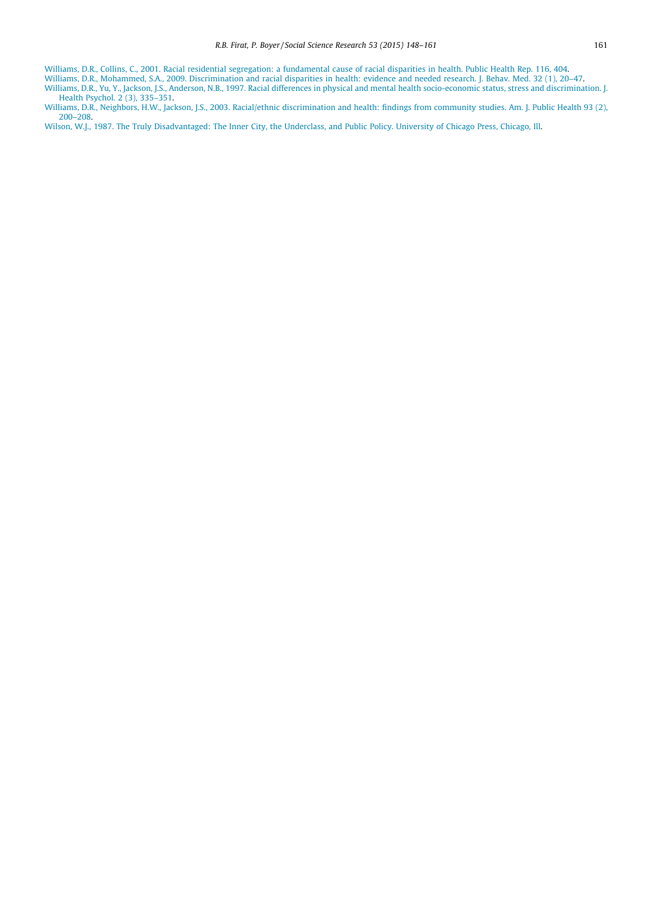Williams, D.R., Collins, C., 2001. Racial residential segregation: a fundamental cause of racial disparities in health. Public Health Rep. 116, 404.

Williams, D.R., Mohammed, S.A., 2009. Discrimination and racial disparities in health: evidence and needed research. J. Behav. Med. 32 (1), 20–47.

Williams, D.R., Yu, Y., Jackson, J.S., Anderson, N.B., 1997. Racial differences in physical and mental health socio-economic status, stress and discrimination. J. Health Psychol. 2 (3), 335–351.

Williams, D.R., Neighbors, H.W., Jackson, J.S., 2003. Racial/ethnic discrimination and health: findings from community studies. Am. J. Public Health 93 (2), 200–208.

Wilson, W.J., 1987. The Truly Disadvantaged: The Inner City, the Underclass, and Public Policy. University of Chicago Press, Chicago, Ill.